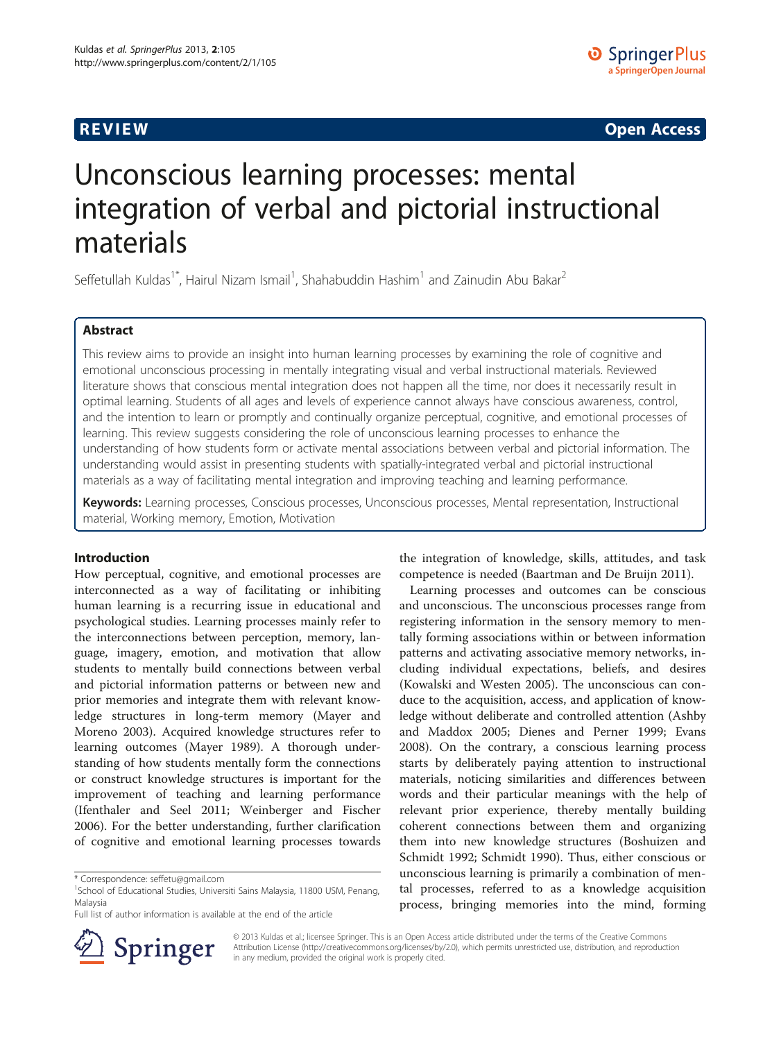REVIEW Open Access

# Unconscious learning processes: mental integration of verbal and pictorial instructional materials

Seffetullah Kuldas[1*], Hairul Nizam Ismail[1], Shahabuddin Hashim[1] and Zainudin Abu Bakar[2]

## Abstract

This review aims to provide an insight into human learning processes by examining the role of cognitive and emotional unconscious processing in mentally integrating visual and verbal instructional materials. Reviewed literature shows that conscious mental integration does not happen all the time, nor does it necessarily result in optimal learning. Students of all ages and levels of experience cannot always have conscious awareness, control, and the intention to learn or promptly and continually organize perceptual, cognitive, and emotional processes of learning. This review suggests considering the role of unconscious learning processes to enhance the understanding of how students form or activate mental associations between verbal and pictorial information. The understanding would assist in presenting students with spatially-integrated verbal and pictorial instructional materials as a way of facilitating mental integration and improving teaching and learning performance.

**Keywords:** Learning processes, Conscious processes, Unconscious processes, Mental representation, Instructional material, Working memory, Emotion, Motivation

## Introduction

How perceptual, cognitive, and emotional processes are interconnected as a way of facilitating or inhibiting human learning is a recurring issue in educational and psychological studies. Learning processes mainly refer to the interconnections between perception, memory, language, imagery, emotion, and motivation that allow students to mentally build connections between verbal and pictorial information patterns or between new and prior memories and integrate them with relevant knowledge structures in long-term memory (Mayer and Moreno 2003). Acquired knowledge structures refer to learning outcomes (Mayer 1989). A thorough understanding of how students mentally form the connections or construct knowledge structures is important for the improvement of teaching and learning performance (Ifenthaler and Seel 2011; Weinberger and Fischer 2006). For the better understanding, further clarification of cognitive and emotional learning processes towards the integration of knowledge, skills, attitudes, and task competence is needed (Baartman and De Bruijn 2011).

Learning processes and outcomes can be conscious and unconscious. The unconscious processes range from registering information in the sensory memory to mentally forming associations within or between information patterns and activating associative memory networks, including individual expectations, beliefs, and desires (Kowalski and Westen 2005). The unconscious can conduce to the acquisition, access, and application of knowledge without deliberate and controlled attention (Ashby and Maddox 2005; Dienes and Perner 1999; Evans 2008). On the contrary, a conscious learning process starts by deliberately paying attention to instructional materials, noticing similarities and differences between words and their particular meanings with the help of relevant prior experience, thereby mentally building coherent connections between them and organizing them into new knowledge structures (Boshuizen and Schmidt 1992; Schmidt 1990). Thus, either conscious or unconscious learning is primarily a combination of mental processes, referred to as a knowledge acquisition process, bringing memories into the mind, forming

\* Correspondence: seffetu@gmail.com
[1]School of Educational Studies, Universiti Sains Malaysia, 11800 USM, Penang, Malaysia
Full list of author information is available at the end of the article

© 2013 Kuldas et al.; licensee Springer. This is an Open Access article distributed under the terms of the Creative Commons Attribution License (http://creativecommons.org/licenses/by/2.0), which permits unrestricted use, distribution, and reproduction in any medium, provided the original work is properly cited.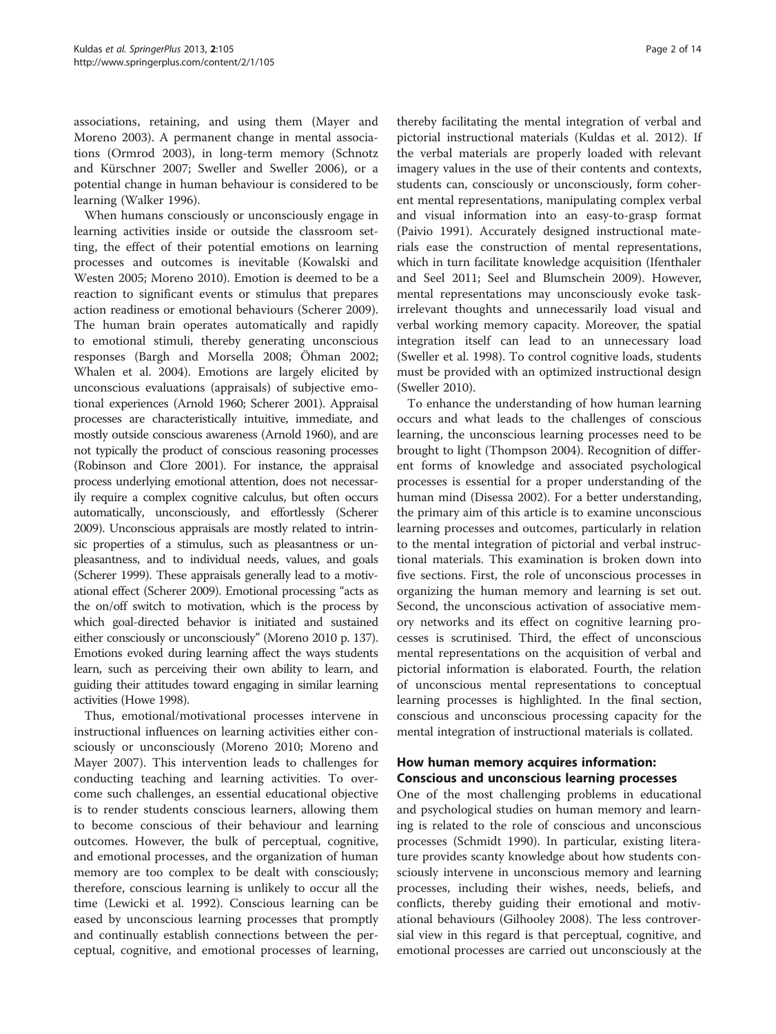associations, retaining, and using them (Mayer and Moreno 2003). A permanent change in mental associations (Ormrod 2003), in long-term memory (Schnotz and Kürschner 2007; Sweller and Sweller 2006), or a potential change in human behaviour is considered to be learning (Walker 1996).

When humans consciously or unconsciously engage in learning activities inside or outside the classroom setting, the effect of their potential emotions on learning processes and outcomes is inevitable (Kowalski and Westen 2005; Moreno 2010). Emotion is deemed to be a reaction to significant events or stimulus that prepares action readiness or emotional behaviours (Scherer 2009). The human brain operates automatically and rapidly to emotional stimuli, thereby generating unconscious responses (Bargh and Morsella 2008; Öhman 2002; Whalen et al. 2004). Emotions are largely elicited by unconscious evaluations (appraisals) of subjective emotional experiences (Arnold 1960; Scherer 2001). Appraisal processes are characteristically intuitive, immediate, and mostly outside conscious awareness (Arnold 1960), and are not typically the product of conscious reasoning processes (Robinson and Clore 2001). For instance, the appraisal process underlying emotional attention, does not necessarily require a complex cognitive calculus, but often occurs automatically, unconsciously, and effortlessly (Scherer 2009). Unconscious appraisals are mostly related to intrinsic properties of a stimulus, such as pleasantness or unpleasantness, and to individual needs, values, and goals (Scherer 1999). These appraisals generally lead to a motivational effect (Scherer 2009). Emotional processing "acts as the on/off switch to motivation, which is the process by which goal-directed behavior is initiated and sustained either consciously or unconsciously" (Moreno 2010 p. 137). Emotions evoked during learning affect the ways students learn, such as perceiving their own ability to learn, and guiding their attitudes toward engaging in similar learning activities (Howe 1998).

Thus, emotional/motivational processes intervene in instructional influences on learning activities either consciously or unconsciously (Moreno 2010; Moreno and Mayer 2007). This intervention leads to challenges for conducting teaching and learning activities. To overcome such challenges, an essential educational objective is to render students conscious learners, allowing them to become conscious of their behaviour and learning outcomes. However, the bulk of perceptual, cognitive, and emotional processes, and the organization of human memory are too complex to be dealt with consciously; therefore, conscious learning is unlikely to occur all the time (Lewicki et al. 1992). Conscious learning can be eased by unconscious learning processes that promptly and continually establish connections between the perceptual, cognitive, and emotional processes of learning, thereby facilitating the mental integration of verbal and pictorial instructional materials (Kuldas et al. 2012). If the verbal materials are properly loaded with relevant imagery values in the use of their contents and contexts, students can, consciously or unconsciously, form coherent mental representations, manipulating complex verbal and visual information into an easy-to-grasp format (Paivio 1991). Accurately designed instructional materials ease the construction of mental representations, which in turn facilitate knowledge acquisition (Ifenthaler and Seel 2011; Seel and Blumschein 2009). However, mental representations may unconsciously evoke task-irrelevant thoughts and unnecessarily load visual and verbal working memory capacity. Moreover, the spatial integration itself can lead to an unnecessary load (Sweller et al. 1998). To control cognitive loads, students must be provided with an optimized instructional design (Sweller 2010).

To enhance the understanding of how human learning occurs and what leads to the challenges of conscious learning, the unconscious learning processes need to be brought to light (Thompson 2004). Recognition of different forms of knowledge and associated psychological processes is essential for a proper understanding of the human mind (Disessa 2002). For a better understanding, the primary aim of this article is to examine unconscious learning processes and outcomes, particularly in relation to the mental integration of pictorial and verbal instructional materials. This examination is broken down into five sections. First, the role of unconscious processes in organizing the human memory and learning is set out. Second, the unconscious activation of associative memory networks and its effect on cognitive learning processes is scrutinised. Third, the effect of unconscious mental representations on the acquisition of verbal and pictorial information is elaborated. Fourth, the relation of unconscious mental representations to conceptual learning processes is highlighted. In the final section, conscious and unconscious processing capacity for the mental integration of instructional materials is collated.

## How human memory acquires information: Conscious and unconscious learning processes

One of the most challenging problems in educational and psychological studies on human memory and learning is related to the role of conscious and unconscious processes (Schmidt 1990). In particular, existing literature provides scanty knowledge about how students consciously intervene in unconscious memory and learning processes, including their wishes, needs, beliefs, and conflicts, thereby guiding their emotional and motivational behaviours (Gilhooley 2008). The less controversial view in this regard is that perceptual, cognitive, and emotional processes are carried out unconsciously at the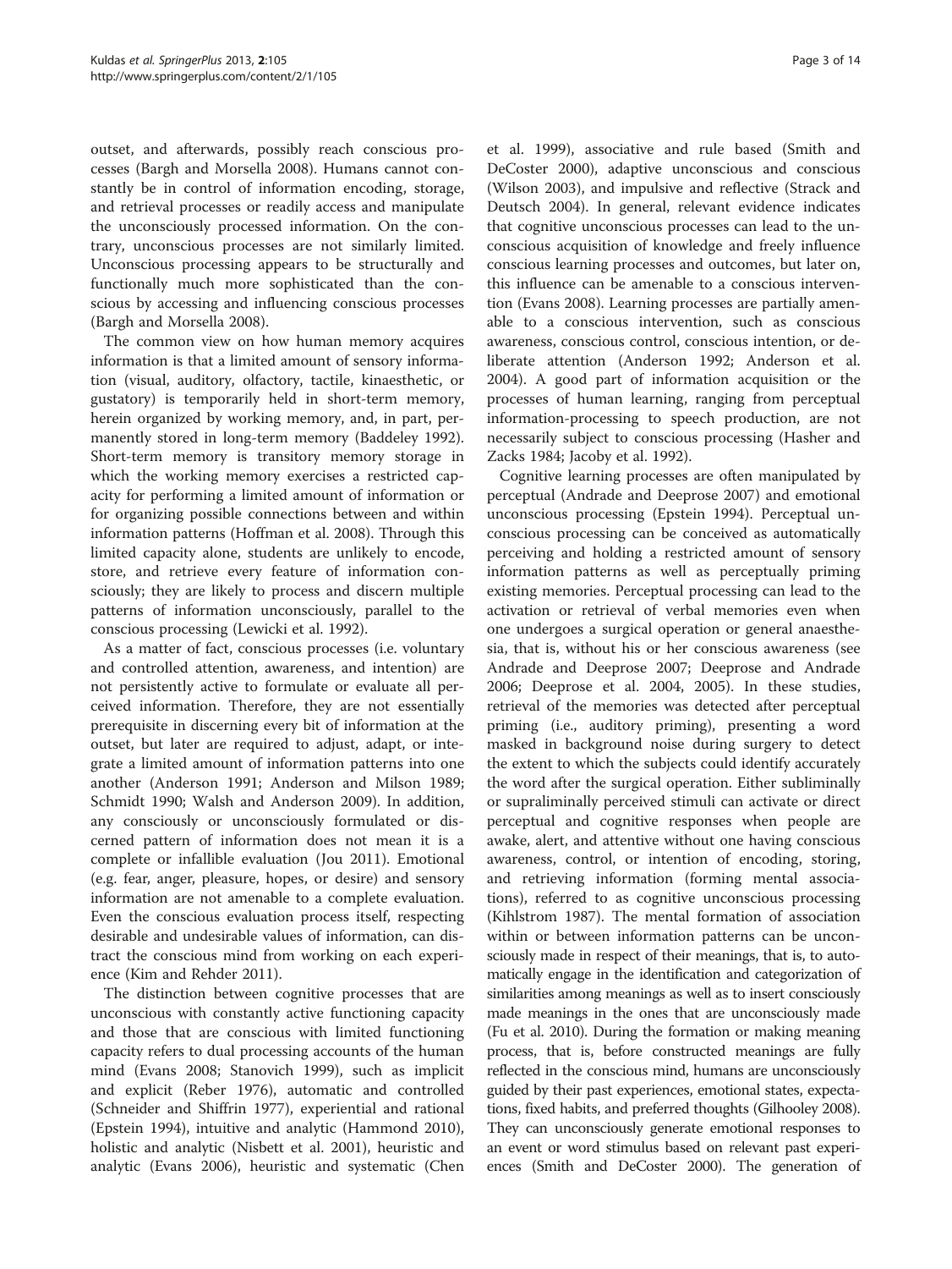outset, and afterwards, possibly reach conscious processes (Bargh and Morsella 2008). Humans cannot constantly be in control of information encoding, storage, and retrieval processes or readily access and manipulate the unconsciously processed information. On the contrary, unconscious processes are not similarly limited. Unconscious processing appears to be structurally and functionally much more sophisticated than the conscious by accessing and influencing conscious processes (Bargh and Morsella 2008).

The common view on how human memory acquires information is that a limited amount of sensory information (visual, auditory, olfactory, tactile, kinaesthetic, or gustatory) is temporarily held in short-term memory, herein organized by working memory, and, in part, permanently stored in long-term memory (Baddeley 1992). Short-term memory is transitory memory storage in which the working memory exercises a restricted capacity for performing a limited amount of information or for organizing possible connections between and within information patterns (Hoffman et al. 2008). Through this limited capacity alone, students are unlikely to encode, store, and retrieve every feature of information consciously; they are likely to process and discern multiple patterns of information unconsciously, parallel to the conscious processing (Lewicki et al. 1992).

As a matter of fact, conscious processes (i.e. voluntary and controlled attention, awareness, and intention) are not persistently active to formulate or evaluate all perceived information. Therefore, they are not essentially prerequisite in discerning every bit of information at the outset, but later are required to adjust, adapt, or integrate a limited amount of information patterns into one another (Anderson 1991; Anderson and Milson 1989; Schmidt 1990; Walsh and Anderson 2009). In addition, any consciously or unconsciously formulated or discerned pattern of information does not mean it is a complete or infallible evaluation (Jou 2011). Emotional (e.g. fear, anger, pleasure, hopes, or desire) and sensory information are not amenable to a complete evaluation. Even the conscious evaluation process itself, respecting desirable and undesirable values of information, can distract the conscious mind from working on each experience (Kim and Rehder 2011).

The distinction between cognitive processes that are unconscious with constantly active functioning capacity and those that are conscious with limited functioning capacity refers to dual processing accounts of the human mind (Evans 2008; Stanovich 1999), such as implicit and explicit (Reber 1976), automatic and controlled (Schneider and Shiffrin 1977), experiential and rational (Epstein 1994), intuitive and analytic (Hammond 2010), holistic and analytic (Nisbett et al. 2001), heuristic and analytic (Evans 2006), heuristic and systematic (Chen et al. 1999), associative and rule based (Smith and DeCoster 2000), adaptive unconscious and conscious (Wilson 2003), and impulsive and reflective (Strack and Deutsch 2004). In general, relevant evidence indicates that cognitive unconscious processes can lead to the unconscious acquisition of knowledge and freely influence conscious learning processes and outcomes, but later on, this influence can be amenable to a conscious intervention (Evans 2008). Learning processes are partially amenable to a conscious intervention, such as conscious awareness, conscious control, conscious intention, or deliberate attention (Anderson 1992; Anderson et al. 2004). A good part of information acquisition or the processes of human learning, ranging from perceptual information-processing to speech production, are not necessarily subject to conscious processing (Hasher and Zacks 1984; Jacoby et al. 1992).

Cognitive learning processes are often manipulated by perceptual (Andrade and Deeprose 2007) and emotional unconscious processing (Epstein 1994). Perceptual unconscious processing can be conceived as automatically perceiving and holding a restricted amount of sensory information patterns as well as perceptually priming existing memories. Perceptual processing can lead to the activation or retrieval of verbal memories even when one undergoes a surgical operation or general anaesthesia, that is, without his or her conscious awareness (see Andrade and Deeprose 2007; Deeprose and Andrade 2006; Deeprose et al. 2004, 2005). In these studies, retrieval of the memories was detected after perceptual priming (i.e., auditory priming), presenting a word masked in background noise during surgery to detect the extent to which the subjects could identify accurately the word after the surgical operation. Either subliminally or supraliminally perceived stimuli can activate or direct perceptual and cognitive responses when people are awake, alert, and attentive without one having conscious awareness, control, or intention of encoding, storing, and retrieving information (forming mental associations), referred to as cognitive unconscious processing (Kihlstrom 1987). The mental formation of association within or between information patterns can be unconsciously made in respect of their meanings, that is, to automatically engage in the identification and categorization of similarities among meanings as well as to insert consciously made meanings in the ones that are unconsciously made (Fu et al. 2010). During the formation or making meaning process, that is, before constructed meanings are fully reflected in the conscious mind, humans are unconsciously guided by their past experiences, emotional states, expectations, fixed habits, and preferred thoughts (Gilhooley 2008). They can unconsciously generate emotional responses to an event or word stimulus based on relevant past experiences (Smith and DeCoster 2000). The generation of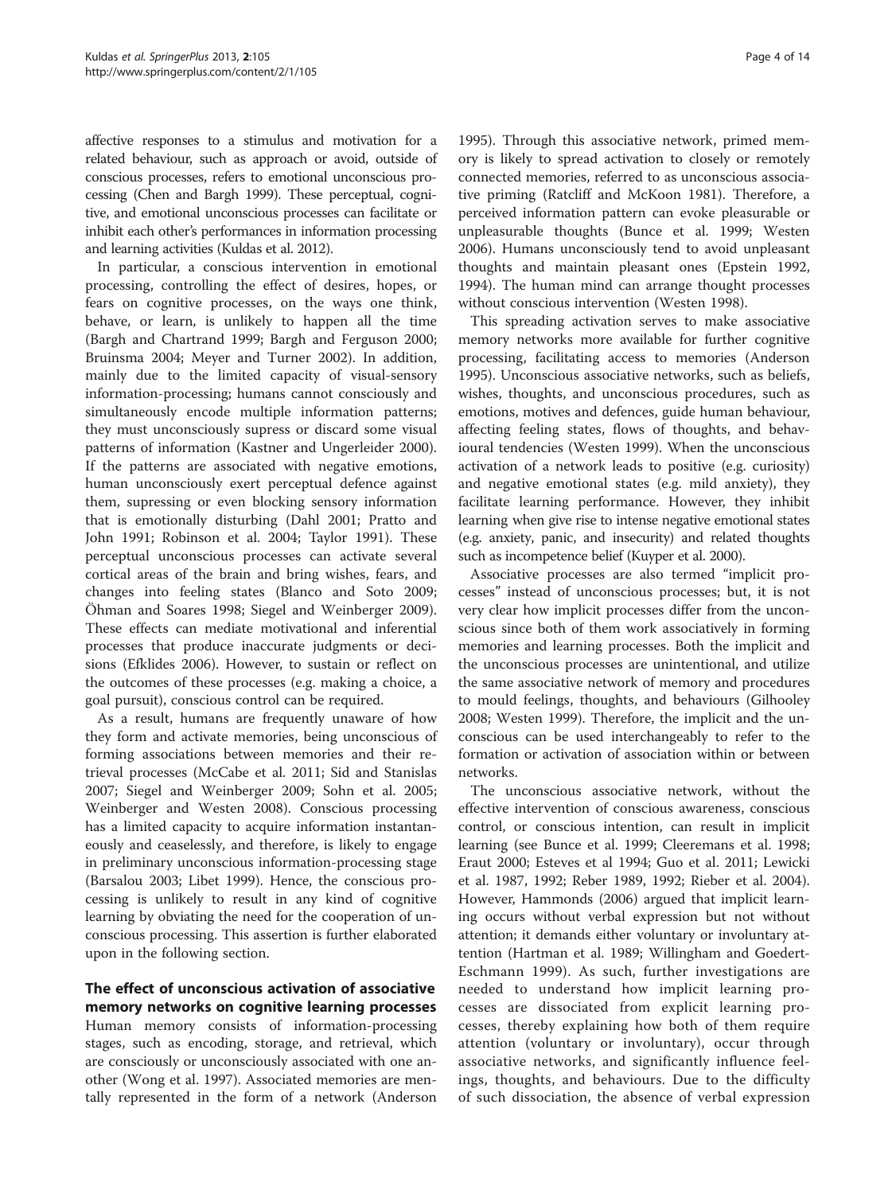affective responses to a stimulus and motivation for a related behaviour, such as approach or avoid, outside of conscious processes, refers to emotional unconscious processing (Chen and Bargh 1999). These perceptual, cognitive, and emotional unconscious processes can facilitate or inhibit each other's performances in information processing and learning activities (Kuldas et al. 2012).

In particular, a conscious intervention in emotional processing, controlling the effect of desires, hopes, or fears on cognitive processes, on the ways one think, behave, or learn, is unlikely to happen all the time (Bargh and Chartrand 1999; Bargh and Ferguson 2000; Bruinsma 2004; Meyer and Turner 2002). In addition, mainly due to the limited capacity of visual-sensory information-processing; humans cannot consciously and simultaneously encode multiple information patterns; they must unconsciously supress or discard some visual patterns of information (Kastner and Ungerleider 2000). If the patterns are associated with negative emotions, human unconsciously exert perceptual defence against them, supressing or even blocking sensory information that is emotionally disturbing (Dahl 2001; Pratto and John 1991; Robinson et al. 2004; Taylor 1991). These perceptual unconscious processes can activate several cortical areas of the brain and bring wishes, fears, and changes into feeling states (Blanco and Soto 2009; Öhman and Soares 1998; Siegel and Weinberger 2009). These effects can mediate motivational and inferential processes that produce inaccurate judgments or decisions (Efklides 2006). However, to sustain or reflect on the outcomes of these processes (e.g. making a choice, a goal pursuit), conscious control can be required.

As a result, humans are frequently unaware of how they form and activate memories, being unconscious of forming associations between memories and their retrieval processes (McCabe et al. 2011; Sid and Stanislas 2007; Siegel and Weinberger 2009; Sohn et al. 2005; Weinberger and Westen 2008). Conscious processing has a limited capacity to acquire information instantaneously and ceaselessly, and therefore, is likely to engage in preliminary unconscious information-processing stage (Barsalou 2003; Libet 1999). Hence, the conscious processing is unlikely to result in any kind of cognitive learning by obviating the need for the cooperation of unconscious processing. This assertion is further elaborated upon in the following section.

## The effect of unconscious activation of associative memory networks on cognitive learning processes

Human memory consists of information-processing stages, such as encoding, storage, and retrieval, which are consciously or unconsciously associated with one another (Wong et al. 1997). Associated memories are mentally represented in the form of a network (Anderson 1995). Through this associative network, primed memory is likely to spread activation to closely or remotely connected memories, referred to as unconscious associative priming (Ratcliff and McKoon 1981). Therefore, a perceived information pattern can evoke pleasurable or unpleasurable thoughts (Bunce et al. 1999; Westen 2006). Humans unconsciously tend to avoid unpleasant thoughts and maintain pleasant ones (Epstein 1992, 1994). The human mind can arrange thought processes without conscious intervention (Westen 1998).

This spreading activation serves to make associative memory networks more available for further cognitive processing, facilitating access to memories (Anderson 1995). Unconscious associative networks, such as beliefs, wishes, thoughts, and unconscious procedures, such as emotions, motives and defences, guide human behaviour, affecting feeling states, flows of thoughts, and behavioural tendencies (Westen 1999). When the unconscious activation of a network leads to positive (e.g. curiosity) and negative emotional states (e.g. mild anxiety), they facilitate learning performance. However, they inhibit learning when give rise to intense negative emotional states (e.g. anxiety, panic, and insecurity) and related thoughts such as incompetence belief (Kuyper et al. 2000).

Associative processes are also termed "implicit processes" instead of unconscious processes; but, it is not very clear how implicit processes differ from the unconscious since both of them work associatively in forming memories and learning processes. Both the implicit and the unconscious processes are unintentional, and utilize the same associative network of memory and procedures to mould feelings, thoughts, and behaviours (Gilhooley 2008; Westen 1999). Therefore, the implicit and the unconscious can be used interchangeably to refer to the formation or activation of association within or between networks.

The unconscious associative network, without the effective intervention of conscious awareness, conscious control, or conscious intention, can result in implicit learning (see Bunce et al. 1999; Cleeremans et al. 1998; Eraut 2000; Esteves et al 1994; Guo et al. 2011; Lewicki et al. 1987, 1992; Reber 1989, 1992; Rieber et al. 2004). However, Hammonds (2006) argued that implicit learning occurs without verbal expression but not without attention; it demands either voluntary or involuntary attention (Hartman et al. 1989; Willingham and Goedert-Eschmann 1999). As such, further investigations are needed to understand how implicit learning processes are dissociated from explicit learning processes, thereby explaining how both of them require attention (voluntary or involuntary), occur through associative networks, and significantly influence feelings, thoughts, and behaviours. Due to the difficulty of such dissociation, the absence of verbal expression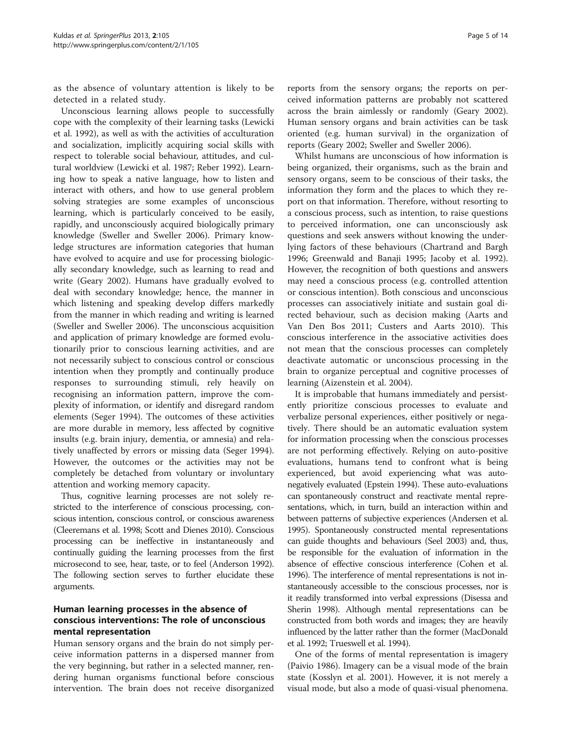as the absence of voluntary attention is likely to be detected in a related study.

Unconscious learning allows people to successfully cope with the complexity of their learning tasks (Lewicki et al. 1992), as well as with the activities of acculturation and socialization, implicitly acquiring social skills with respect to tolerable social behaviour, attitudes, and cultural worldview (Lewicki et al. 1987; Reber 1992). Learning how to speak a native language, how to listen and interact with others, and how to use general problem solving strategies are some examples of unconscious learning, which is particularly conceived to be easily, rapidly, and unconsciously acquired biologically primary knowledge (Sweller and Sweller 2006). Primary knowledge structures are information categories that human have evolved to acquire and use for processing biologically secondary knowledge, such as learning to read and write (Geary 2002). Humans have gradually evolved to deal with secondary knowledge; hence, the manner in which listening and speaking develop differs markedly from the manner in which reading and writing is learned (Sweller and Sweller 2006). The unconscious acquisition and application of primary knowledge are formed evolutionarily prior to conscious learning activities, and are not necessarily subject to conscious control or conscious intention when they promptly and continually produce responses to surrounding stimuli, rely heavily on recognising an information pattern, improve the complexity of information, or identify and disregard random elements (Seger 1994). The outcomes of these activities are more durable in memory, less affected by cognitive insults (e.g. brain injury, dementia, or amnesia) and relatively unaffected by errors or missing data (Seger 1994). However, the outcomes or the activities may not be completely be detached from voluntary or involuntary attention and working memory capacity.

Thus, cognitive learning processes are not solely restricted to the interference of conscious processing, conscious intention, conscious control, or conscious awareness (Cleeremans et al. 1998; Scott and Dienes 2010). Conscious processing can be ineffective in instantaneously and continually guiding the learning processes from the first microsecond to see, hear, taste, or to feel (Anderson 1992). The following section serves to further elucidate these arguments.

## Human learning processes in the absence of conscious interventions: The role of unconscious mental representation

Human sensory organs and the brain do not simply perceive information patterns in a dispersed manner from the very beginning, but rather in a selected manner, rendering human organisms functional before conscious intervention. The brain does not receive disorganized reports from the sensory organs; the reports on perceived information patterns are probably not scattered across the brain aimlessly or randomly (Geary 2002). Human sensory organs and brain activities can be task oriented (e.g. human survival) in the organization of reports (Geary 2002; Sweller and Sweller 2006).

Whilst humans are unconscious of how information is being organized, their organisms, such as the brain and sensory organs, seem to be conscious of their tasks, the information they form and the places to which they report on that information. Therefore, without resorting to a conscious process, such as intention, to raise questions to perceived information, one can unconsciously ask questions and seek answers without knowing the underlying factors of these behaviours (Chartrand and Bargh 1996; Greenwald and Banaji 1995; Jacoby et al. 1992). However, the recognition of both questions and answers may need a conscious process (e.g. controlled attention or conscious intention). Both conscious and unconscious processes can associatively initiate and sustain goal directed behaviour, such as decision making (Aarts and Van Den Bos 2011; Custers and Aarts 2010). This conscious interference in the associative activities does not mean that the conscious processes can completely deactivate automatic or unconscious processing in the brain to organize perceptual and cognitive processes of learning (Aizenstein et al. 2004).

It is improbable that humans immediately and persistently prioritize conscious processes to evaluate and verbalize personal experiences, either positively or negatively. There should be an automatic evaluation system for information processing when the conscious processes are not performing effectively. Relying on auto-positive evaluations, humans tend to confront what is being experienced, but avoid experiencing what was auto-negatively evaluated (Epstein 1994). These auto-evaluations can spontaneously construct and reactivate mental representations, which, in turn, build an interaction within and between patterns of subjective experiences (Andersen et al. 1995). Spontaneously constructed mental representations can guide thoughts and behaviours (Seel 2003) and, thus, be responsible for the evaluation of information in the absence of effective conscious interference (Cohen et al. 1996). The interference of mental representations is not instantaneously accessible to the conscious processes, nor is it readily transformed into verbal expressions (Disessa and Sherin 1998). Although mental representations can be constructed from both words and images; they are heavily influenced by the latter rather than the former (MacDonald et al. 1992; Trueswell et al. 1994).

One of the forms of mental representation is imagery (Paivio 1986). Imagery can be a visual mode of the brain state (Kosslyn et al. 2001). However, it is not merely a visual mode, but also a mode of quasi-visual phenomena.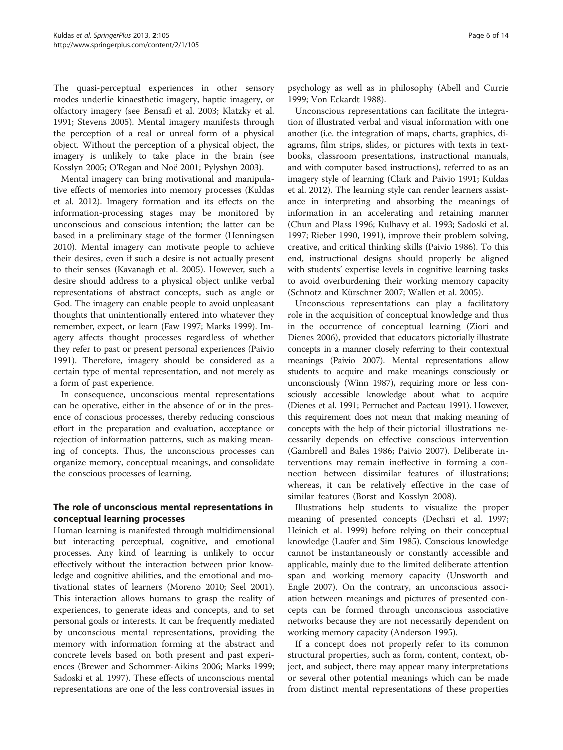The quasi-perceptual experiences in other sensory modes underlie kinaesthetic imagery, haptic imagery, or olfactory imagery (see Bensafi et al. 2003; Klatzky et al. 1991; Stevens 2005). Mental imagery manifests through the perception of a real or unreal form of a physical object. Without the perception of a physical object, the imagery is unlikely to take place in the brain (see Kosslyn 2005; O'Regan and Noë 2001; Pylyshyn 2003).

Mental imagery can bring motivational and manipulative effects of memories into memory processes (Kuldas et al. 2012). Imagery formation and its effects on the information-processing stages may be monitored by unconscious and conscious intention; the latter can be based in a preliminary stage of the former (Henningsen 2010). Mental imagery can motivate people to achieve their desires, even if such a desire is not actually present to their senses (Kavanagh et al. 2005). However, such a desire should address to a physical object unlike verbal representations of abstract concepts, such as angle or God. The imagery can enable people to avoid unpleasant thoughts that unintentionally entered into whatever they remember, expect, or learn (Faw 1997; Marks 1999). Imagery affects thought processes regardless of whether they refer to past or present personal experiences (Paivio 1991). Therefore, imagery should be considered as a certain type of mental representation, and not merely as a form of past experience.

In consequence, unconscious mental representations can be operative, either in the absence of or in the presence of conscious processes, thereby reducing conscious effort in the preparation and evaluation, acceptance or rejection of information patterns, such as making meaning of concepts. Thus, the unconscious processes can organize memory, conceptual meanings, and consolidate the conscious processes of learning.

## The role of unconscious mental representations in conceptual learning processes

Human learning is manifested through multidimensional but interacting perceptual, cognitive, and emotional processes. Any kind of learning is unlikely to occur effectively without the interaction between prior knowledge and cognitive abilities, and the emotional and motivational states of learners (Moreno 2010; Seel 2001). This interaction allows humans to grasp the reality of experiences, to generate ideas and concepts, and to set personal goals or interests. It can be frequently mediated by unconscious mental representations, providing the memory with information forming at the abstract and concrete levels based on both present and past experiences (Brewer and Schommer-Aikins 2006; Marks 1999; Sadoski et al. 1997). These effects of unconscious mental representations are one of the less controversial issues in psychology as well as in philosophy (Abell and Currie 1999; Von Eckardt 1988).

Unconscious representations can facilitate the integration of illustrated verbal and visual information with one another (i.e. the integration of maps, charts, graphics, diagrams, film strips, slides, or pictures with texts in textbooks, classroom presentations, instructional manuals, and with computer based instructions), referred to as an imagery style of learning (Clark and Paivio 1991; Kuldas et al. 2012). The learning style can render learners assistance in interpreting and absorbing the meanings of information in an accelerating and retaining manner (Chun and Plass 1996; Kulhavy et al. 1993; Sadoski et al. 1997; Rieber 1990, 1991), improve their problem solving, creative, and critical thinking skills (Paivio 1986). To this end, instructional designs should properly be aligned with students' expertise levels in cognitive learning tasks to avoid overburdening their working memory capacity (Schnotz and Kürschner 2007; Wallen et al. 2005).

Unconscious representations can play a facilitatory role in the acquisition of conceptual knowledge and thus in the occurrence of conceptual learning (Ziori and Dienes 2006), provided that educators pictorially illustrate concepts in a manner closely referring to their contextual meanings (Paivio 2007). Mental representations allow students to acquire and make meanings consciously or unconsciously (Winn 1987), requiring more or less consciously accessible knowledge about what to acquire (Dienes et al. 1991; Perruchet and Pacteau 1991). However, this requirement does not mean that making meaning of concepts with the help of their pictorial illustrations necessarily depends on effective conscious intervention (Gambrell and Bales 1986; Paivio 2007). Deliberate interventions may remain ineffective in forming a connection between dissimilar features of illustrations; whereas, it can be relatively effective in the case of similar features (Borst and Kosslyn 2008).

Illustrations help students to visualize the proper meaning of presented concepts (Dechsri et al. 1997; Heinich et al. 1999) before relying on their conceptual knowledge (Laufer and Sim 1985). Conscious knowledge cannot be instantaneously or constantly accessible and applicable, mainly due to the limited deliberate attention span and working memory capacity (Unsworth and Engle 2007). On the contrary, an unconscious association between meanings and pictures of presented concepts can be formed through unconscious associative networks because they are not necessarily dependent on working memory capacity (Anderson 1995).

If a concept does not properly refer to its common structural properties, such as form, content, context, object, and subject, there may appear many interpretations or several other potential meanings which can be made from distinct mental representations of these properties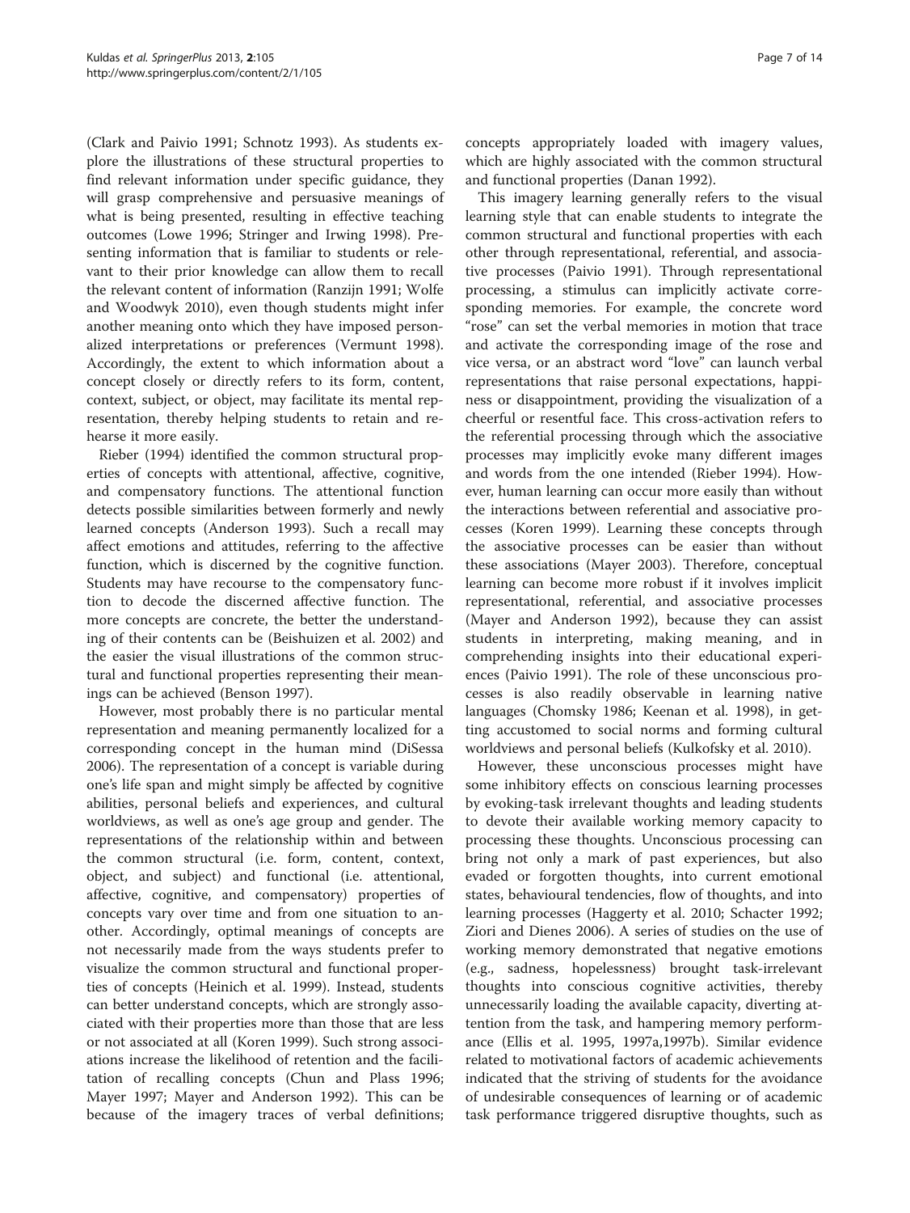(Clark and Paivio 1991; Schnotz 1993). As students explore the illustrations of these structural properties to find relevant information under specific guidance, they will grasp comprehensive and persuasive meanings of what is being presented, resulting in effective teaching outcomes (Lowe 1996; Stringer and Irwing 1998). Presenting information that is familiar to students or relevant to their prior knowledge can allow them to recall the relevant content of information (Ranzijn 1991; Wolfe and Woodwyk 2010), even though students might infer another meaning onto which they have imposed personalized interpretations or preferences (Vermunt 1998). Accordingly, the extent to which information about a concept closely or directly refers to its form, content, context, subject, or object, may facilitate its mental representation, thereby helping students to retain and rehearse it more easily.

Rieber (1994) identified the common structural properties of concepts with attentional, affective, cognitive, and compensatory functions. The attentional function detects possible similarities between formerly and newly learned concepts (Anderson 1993). Such a recall may affect emotions and attitudes, referring to the affective function, which is discerned by the cognitive function. Students may have recourse to the compensatory function to decode the discerned affective function. The more concepts are concrete, the better the understanding of their contents can be (Beishuizen et al. 2002) and the easier the visual illustrations of the common structural and functional properties representing their meanings can be achieved (Benson 1997).

However, most probably there is no particular mental representation and meaning permanently localized for a corresponding concept in the human mind (DiSessa 2006). The representation of a concept is variable during one's life span and might simply be affected by cognitive abilities, personal beliefs and experiences, and cultural worldviews, as well as one's age group and gender. The representations of the relationship within and between the common structural (i.e. form, content, context, object, and subject) and functional (i.e. attentional, affective, cognitive, and compensatory) properties of concepts vary over time and from one situation to another. Accordingly, optimal meanings of concepts are not necessarily made from the ways students prefer to visualize the common structural and functional properties of concepts (Heinich et al. 1999). Instead, students can better understand concepts, which are strongly associated with their properties more than those that are less or not associated at all (Koren 1999). Such strong associations increase the likelihood of retention and the facilitation of recalling concepts (Chun and Plass 1996; Mayer 1997; Mayer and Anderson 1992). This can be because of the imagery traces of verbal definitions; concepts appropriately loaded with imagery values, which are highly associated with the common structural and functional properties (Danan 1992).

This imagery learning generally refers to the visual learning style that can enable students to integrate the common structural and functional properties with each other through representational, referential, and associative processes (Paivio 1991). Through representational processing, a stimulus can implicitly activate corresponding memories. For example, the concrete word "rose" can set the verbal memories in motion that trace and activate the corresponding image of the rose and vice versa, or an abstract word "love" can launch verbal representations that raise personal expectations, happiness or disappointment, providing the visualization of a cheerful or resentful face. This cross-activation refers to the referential processing through which the associative processes may implicitly evoke many different images and words from the one intended (Rieber 1994). However, human learning can occur more easily than without the interactions between referential and associative processes (Koren 1999). Learning these concepts through the associative processes can be easier than without these associations (Mayer 2003). Therefore, conceptual learning can become more robust if it involves implicit representational, referential, and associative processes (Mayer and Anderson 1992), because they can assist students in interpreting, making meaning, and in comprehending insights into their educational experiences (Paivio 1991). The role of these unconscious processes is also readily observable in learning native languages (Chomsky 1986; Keenan et al. 1998), in getting accustomed to social norms and forming cultural worldviews and personal beliefs (Kulkofsky et al. 2010).

However, these unconscious processes might have some inhibitory effects on conscious learning processes by evoking-task irrelevant thoughts and leading students to devote their available working memory capacity to processing these thoughts. Unconscious processing can bring not only a mark of past experiences, but also evaded or forgotten thoughts, into current emotional states, behavioural tendencies, flow of thoughts, and into learning processes (Haggerty et al. 2010; Schacter 1992; Ziori and Dienes 2006). A series of studies on the use of working memory demonstrated that negative emotions (e.g., sadness, hopelessness) brought task-irrelevant thoughts into conscious cognitive activities, thereby unnecessarily loading the available capacity, diverting attention from the task, and hampering memory performance (Ellis et al. 1995, 1997a,1997b). Similar evidence related to motivational factors of academic achievements indicated that the striving of students for the avoidance of undesirable consequences of learning or of academic task performance triggered disruptive thoughts, such as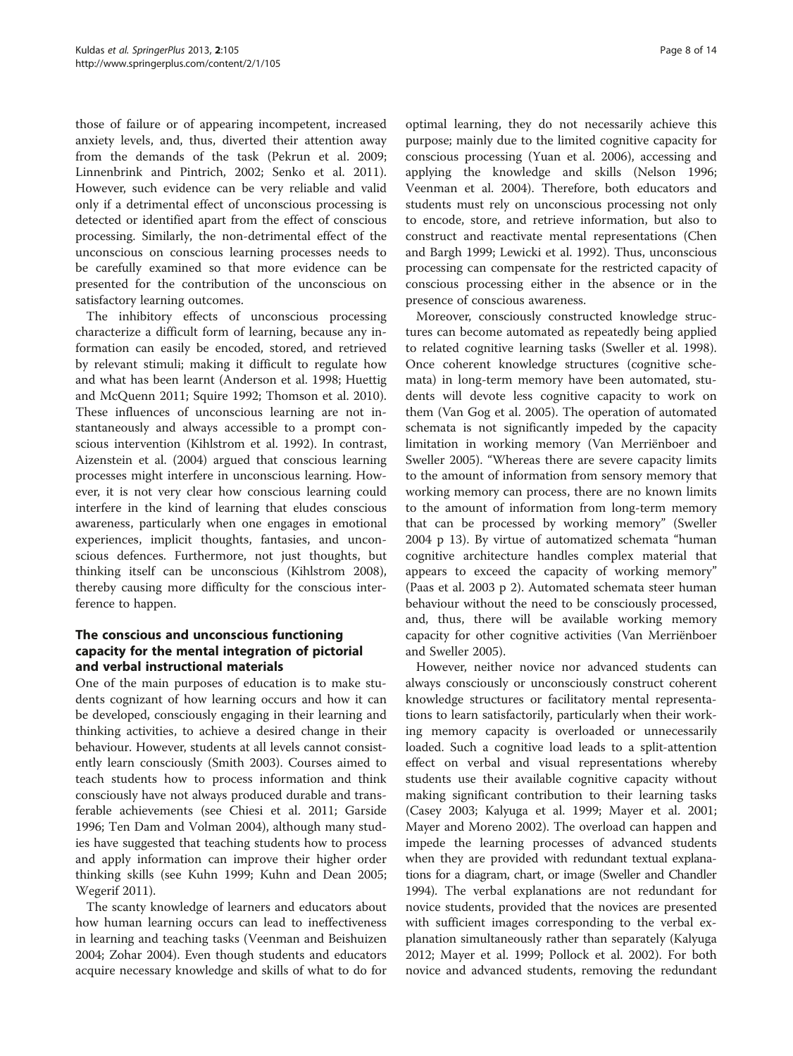those of failure or of appearing incompetent, increased anxiety levels, and, thus, diverted their attention away from the demands of the task (Pekrun et al. 2009; Linnenbrink and Pintrich, 2002; Senko et al. 2011). However, such evidence can be very reliable and valid only if a detrimental effect of unconscious processing is detected or identified apart from the effect of conscious processing. Similarly, the non-detrimental effect of the unconscious on conscious learning processes needs to be carefully examined so that more evidence can be presented for the contribution of the unconscious on satisfactory learning outcomes.

The inhibitory effects of unconscious processing characterize a difficult form of learning, because any information can easily be encoded, stored, and retrieved by relevant stimuli; making it difficult to regulate how and what has been learnt (Anderson et al. 1998; Huettig and McQuenn 2011; Squire 1992; Thomson et al. 2010). These influences of unconscious learning are not instantaneously and always accessible to a prompt conscious intervention (Kihlstrom et al. 1992). In contrast, Aizenstein et al. (2004) argued that conscious learning processes might interfere in unconscious learning. However, it is not very clear how conscious learning could interfere in the kind of learning that eludes conscious awareness, particularly when one engages in emotional experiences, implicit thoughts, fantasies, and unconscious defences. Furthermore, not just thoughts, but thinking itself can be unconscious (Kihlstrom 2008), thereby causing more difficulty for the conscious interference to happen.

## The conscious and unconscious functioning capacity for the mental integration of pictorial and verbal instructional materials

One of the main purposes of education is to make students cognizant of how learning occurs and how it can be developed, consciously engaging in their learning and thinking activities, to achieve a desired change in their behaviour. However, students at all levels cannot consistently learn consciously (Smith 2003). Courses aimed to teach students how to process information and think consciously have not always produced durable and transferable achievements (see Chiesi et al. 2011; Garside 1996; Ten Dam and Volman 2004), although many studies have suggested that teaching students how to process and apply information can improve their higher order thinking skills (see Kuhn 1999; Kuhn and Dean 2005; Wegerif 2011).

The scanty knowledge of learners and educators about how human learning occurs can lead to ineffectiveness in learning and teaching tasks (Veenman and Beishuizen 2004; Zohar 2004). Even though students and educators acquire necessary knowledge and skills of what to do for optimal learning, they do not necessarily achieve this purpose; mainly due to the limited cognitive capacity for conscious processing (Yuan et al. 2006), accessing and applying the knowledge and skills (Nelson 1996; Veenman et al. 2004). Therefore, both educators and students must rely on unconscious processing not only to encode, store, and retrieve information, but also to construct and reactivate mental representations (Chen and Bargh 1999; Lewicki et al. 1992). Thus, unconscious processing can compensate for the restricted capacity of conscious processing either in the absence or in the presence of conscious awareness.

Moreover, consciously constructed knowledge structures can become automated as repeatedly being applied to related cognitive learning tasks (Sweller et al. 1998). Once coherent knowledge structures (cognitive schemata) in long-term memory have been automated, students will devote less cognitive capacity to work on them (Van Gog et al. 2005). The operation of automated schemata is not significantly impeded by the capacity limitation in working memory (Van Merriënboer and Sweller 2005). "Whereas there are severe capacity limits to the amount of information from sensory memory that working memory can process, there are no known limits to the amount of information from long-term memory that can be processed by working memory" (Sweller 2004 p 13). By virtue of automatized schemata "human cognitive architecture handles complex material that appears to exceed the capacity of working memory" (Paas et al. 2003 p 2). Automated schemata steer human behaviour without the need to be consciously processed, and, thus, there will be available working memory capacity for other cognitive activities (Van Merriënboer and Sweller 2005).

However, neither novice nor advanced students can always consciously or unconsciously construct coherent knowledge structures or facilitatory mental representations to learn satisfactorily, particularly when their working memory capacity is overloaded or unnecessarily loaded. Such a cognitive load leads to a split-attention effect on verbal and visual representations whereby students use their available cognitive capacity without making significant contribution to their learning tasks (Casey 2003; Kalyuga et al. 1999; Mayer et al. 2001; Mayer and Moreno 2002). The overload can happen and impede the learning processes of advanced students when they are provided with redundant textual explanations for a diagram, chart, or image (Sweller and Chandler 1994). The verbal explanations are not redundant for novice students, provided that the novices are presented with sufficient images corresponding to the verbal explanation simultaneously rather than separately (Kalyuga 2012; Mayer et al. 1999; Pollock et al. 2002). For both novice and advanced students, removing the redundant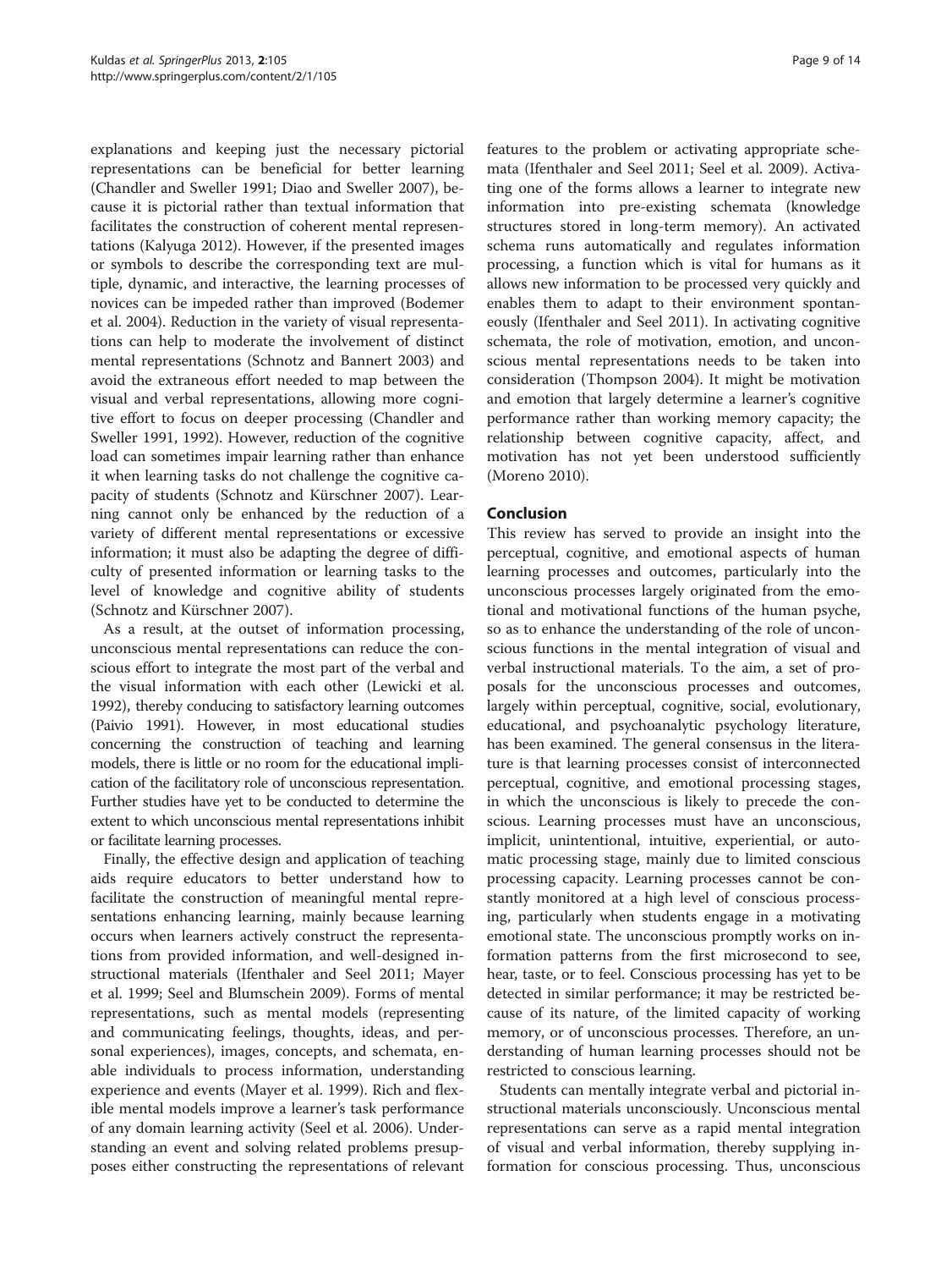explanations and keeping just the necessary pictorial representations can be beneficial for better learning (Chandler and Sweller 1991; Diao and Sweller 2007), because it is pictorial rather than textual information that facilitates the construction of coherent mental representations (Kalyuga 2012). However, if the presented images or symbols to describe the corresponding text are multiple, dynamic, and interactive, the learning processes of novices can be impeded rather than improved (Bodemer et al. 2004). Reduction in the variety of visual representations can help to moderate the involvement of distinct mental representations (Schnotz and Bannert 2003) and avoid the extraneous effort needed to map between the visual and verbal representations, allowing more cognitive effort to focus on deeper processing (Chandler and Sweller 1991, 1992). However, reduction of the cognitive load can sometimes impair learning rather than enhance it when learning tasks do not challenge the cognitive capacity of students (Schnotz and Kürschner 2007). Learning cannot only be enhanced by the reduction of a variety of different mental representations or excessive information; it must also be adapting the degree of difficulty of presented information or learning tasks to the level of knowledge and cognitive ability of students (Schnotz and Kürschner 2007).

As a result, at the outset of information processing, unconscious mental representations can reduce the conscious effort to integrate the most part of the verbal and the visual information with each other (Lewicki et al. 1992), thereby conducing to satisfactory learning outcomes (Paivio 1991). However, in most educational studies concerning the construction of teaching and learning models, there is little or no room for the educational implication of the facilitatory role of unconscious representation. Further studies have yet to be conducted to determine the extent to which unconscious mental representations inhibit or facilitate learning processes.

Finally, the effective design and application of teaching aids require educators to better understand how to facilitate the construction of meaningful mental representations enhancing learning, mainly because learning occurs when learners actively construct the representations from provided information, and well-designed instructional materials (Ifenthaler and Seel 2011; Mayer et al. 1999; Seel and Blumschein 2009). Forms of mental representations, such as mental models (representing and communicating feelings, thoughts, ideas, and personal experiences), images, concepts, and schemata, enable individuals to process information, understanding experience and events (Mayer et al. 1999). Rich and flexible mental models improve a learner's task performance of any domain learning activity (Seel et al. 2006). Understanding an event and solving related problems presupposes either constructing the representations of relevant features to the problem or activating appropriate schemata (Ifenthaler and Seel 2011; Seel et al. 2009). Activating one of the forms allows a learner to integrate new information into pre-existing schemata (knowledge structures stored in long-term memory). An activated schema runs automatically and regulates information processing, a function which is vital for humans as it allows new information to be processed very quickly and enables them to adapt to their environment spontaneously (Ifenthaler and Seel 2011). In activating cognitive schemata, the role of motivation, emotion, and unconscious mental representations needs to be taken into consideration (Thompson 2004). It might be motivation and emotion that largely determine a learner's cognitive performance rather than working memory capacity; the relationship between cognitive capacity, affect, and motivation has not yet been understood sufficiently (Moreno 2010).

## Conclusion

This review has served to provide an insight into the perceptual, cognitive, and emotional aspects of human learning processes and outcomes, particularly into the unconscious processes largely originated from the emotional and motivational functions of the human psyche, so as to enhance the understanding of the role of unconscious functions in the mental integration of visual and verbal instructional materials. To the aim, a set of proposals for the unconscious processes and outcomes, largely within perceptual, cognitive, social, evolutionary, educational, and psychoanalytic psychology literature, has been examined. The general consensus in the literature is that learning processes consist of interconnected perceptual, cognitive, and emotional processing stages, in which the unconscious is likely to precede the conscious. Learning processes must have an unconscious, implicit, unintentional, intuitive, experiential, or automatic processing stage, mainly due to limited conscious processing capacity. Learning processes cannot be constantly monitored at a high level of conscious processing, particularly when students engage in a motivating emotional state. The unconscious promptly works on information patterns from the first microsecond to see, hear, taste, or to feel. Conscious processing has yet to be detected in similar performance; it may be restricted because of its nature, of the limited capacity of working memory, or of unconscious processes. Therefore, an understanding of human learning processes should not be restricted to conscious learning.

Students can mentally integrate verbal and pictorial instructional materials unconsciously. Unconscious mental representations can serve as a rapid mental integration of visual and verbal information, thereby supplying information for conscious processing. Thus, unconscious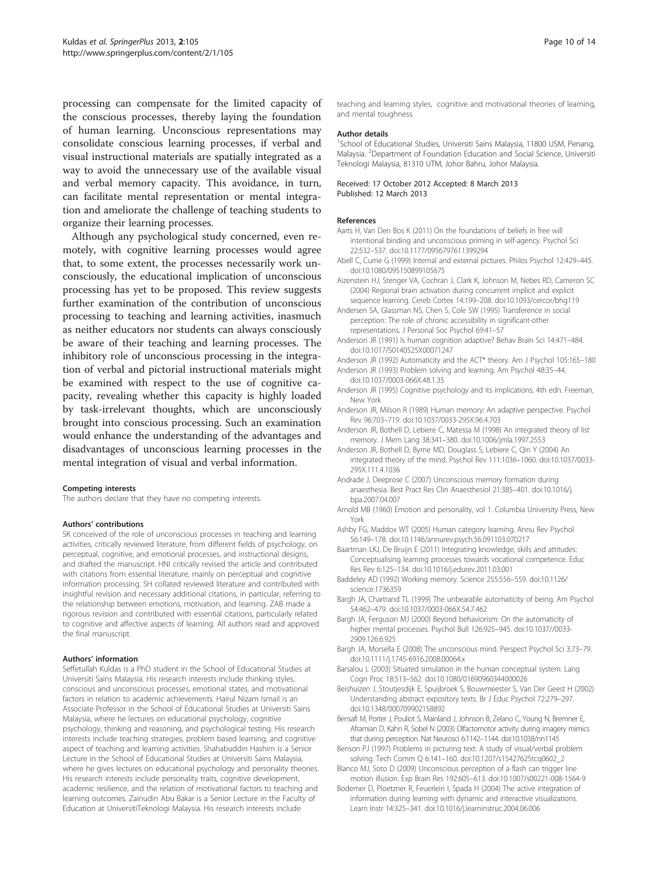processing can compensate for the limited capacity of the conscious processes, thereby laying the foundation of human learning. Unconscious representations may consolidate conscious learning processes, if verbal and visual instructional materials are spatially integrated as a way to avoid the unnecessary use of the available visual and verbal memory capacity. This avoidance, in turn, can facilitate mental representation or mental integration and ameliorate the challenge of teaching students to organize their learning processes.

Although any psychological study concerned, even remotely, with cognitive learning processes would agree that, to some extent, the processes necessarily work unconsciously, the educational implication of unconscious processing has yet to be proposed. This review suggests further examination of the contribution of unconscious processing to teaching and learning activities, inasmuch as neither educators nor students can always consciously be aware of their teaching and learning processes. The inhibitory role of unconscious processing in the integration of verbal and pictorial instructional materials might be examined with respect to the use of cognitive capacity, revealing whether this capacity is highly loaded by task-irrelevant thoughts, which are unconsciously brought into conscious processing. Such an examination would enhance the understanding of the advantages and disadvantages of unconscious learning processes in the mental integration of visual and verbal information.

#### Competing interests

The authors declare that they have no competing interests.

#### Authors' contributions

SK conceived of the role of unconscious processes in teaching and learning activities, critically reviewed literature, from different fields of psychology, on perceptual, cognitive, and emotional processes, and instructional designs, and drafted the manuscript. HNI critically revised the article and contributed with citations from essential literature, mainly on perceptual and cognitive information processing. SH collated reviewed literature and contributed with insightful revision and necessary additional citations, in particular, referring to the relationship between emotions, motivation, and learning. ZAB made a rigorous revision and contributed with essential citations, particularly related to cognitive and affective aspects of learning. All authors read and approved the final manuscript.

#### Authors' information

Seffetullah Kuldas is a PhD student in the School of Educational Studies at Universiti Sains Malaysia. His research interests include thinking styles, conscious and unconscious processes, emotional states, and motivational factors in relation to academic achievements. Hairul Nizam Ismail is an Associate Professor in the School of Educational Studies at Universiti Sains Malaysia, where he lectures on educational psychology, cognitive psychology, thinking and reasoning, and psychological testing. His research interests include teaching strategies, problem based learning, and cognitive aspect of teaching and learning activities. Shahabuddin Hashim is a Senior Lecture in the School of Educational Studies at Universiti Sains Malaysia, where he gives lectures on educational psychology and personality theories. His research interests include personality traits, cognitive development, academic resilience, and the relation of motivational factors to teaching and learning outcomes. Zainudin Abu Bakar is a Senior Lecture in the Faculty of Education at UniversitiTeknologi Malaysia. His research interests include teaching and learning styles, cognitive and motivational theories of learning, and mental toughness.

#### Author details

[1]School of Educational Studies, Universiti Sains Malaysia, 11800 USM, Penang, Malaysia. [2]Department of Foundation Education and Social Science, Universiti Teknologi Malaysia, 81310 UTM, Johor Bahru, Johor Malaysia.

Received: 17 October 2012 Accepted: 8 March 2013
Published: 12 March 2013

#### References

Aarts H, Van Den Bos K (2011) On the foundations of beliefs in free will intentional binding and unconscious priming in self-agency. Psychol Sci 22:532–537. doi:10.1177/0956797611399294

Abell C, Currie G (1999) Internal and external pictures. Philos Psychol 12:429–445. doi:10.1080/095150899105675

Aizenstein HJ, Stenger VA, Cochran J, Clark K, Johnson M, Nebes RD, Cameron SC (2004) Regional brain activation during concurrent implicit and explicit sequence learning. Cereb Cortex 14:199–208. doi:10.1093/cercor/bhg119

Andersen SA, Glassman NS, Chen S, Cole SW (1995) Transference in social perception: The role of chronic accessibility in significant-other representations. J Personal Soc Psychol 69:41–57

Anderson JR (1991) Is human cognition adaptive? Behav Brain Sci 14:471–484. doi:10.1017/S0140525X00071247

Anderson JR (1992) Automaticity and the ACT* theory. Am J Psychol 105:165–180

Anderson JR (1993) Problem solving and learning. Am Psychol 48:35–44. doi:10.1037/0003-066X.48.1.35

Anderson JR (1995) Cognitive psychology and its implications, 4th edn. Freeman, New York

Anderson JR, Milson R (1989) Human memory: An adaptive perspective. Psychol Rev 96:703–719. doi:10.1037/0033-295X.96.4.703

Anderson JR, Bothell D, Lebiere C, Matessa M (1998) An integrated theory of list memory. J Mem Lang 38:341–380. doi:10.1006/jmla.1997.2553

Anderson JR, Bothell D, Byrne MD, Douglass S, Lebiere C, Qin Y (2004) An integrated theory of the mind. Psychol Rev 111:1036–1060. doi:10.1037/0033-295X.111.4.1036

Andrade J, Deeprose C (2007) Unconscious memory formation during anaesthesia. Best Pract Res Clin Anaesthesiol 21:385–401. doi:10.1016/j.bpa.2007.04.007

Arnold MB (1960) Emotion and personality, vol 1. Columbia University Press, New York

Ashby FG, Maddox WT (2005) Human category learning. Annu Rev Psychol 56:149–178. doi:10.1146/annurev.psych.56.091103.070217

Baartman LKJ, De Bruijn E (2011) Integrating knowledge, skills and attitudes: Conceptualising learning processes towards vocational competence. Educ Res Rev 6:125–134. doi:10.1016/j.edurev.2011.03.001

Baddeley AD (1992) Working memory. Science 255:556–559. doi:10.1126/science.1736359

Bargh JA, Chartrand TL (1999) The unbearable automaticity of being. Am Psychol 54:462–479. doi:10.1037/0003-066X.54.7.462

Bargh JA, Ferguson MJ (2000) Beyond behaviorism: On the automaticity of higher mental processes. Psychol Bull 126:925–945. doi:10.1037//0033-2909.126.6.925

Bargh JA, Morsella E (2008) The unconscious mind. Perspect Psychol Sci 3:73–79. doi:10.1111/j.1745-6916.2008.00064.x

Barsalou L (2003) Situated simulation in the human conceptual system. Lang Cogn Proc 18:513–562. doi:10.1080/01690960344000026

Beishuizen J, Stoutjesdijk E, Spuijbroek S, Bouwmeester S, Van Der Geest H (2002) Understanding abstract expository texts. Br J Educ Psychol 72:279–297. doi:10.1348/000709902158892

Bensafi M, Porter J, Pouliot S, Mainland J, Johnson B, Zelano C, Young N, Bremner E, Aframian D, Kahn R, Sobel N (2003) Olfactomotor activity during imagery mimics that during perception. Nat Neurosci 6:1142–1144. doi:10.1038/nn1145

Benson PJ (1997) Problems in picturing text: A study of visual/verbal problem solving. Tech Comm Q 6:141–160. doi:10.1207/s15427625tcq0602_2

Blanco MJ, Soto D (2009) Unconscious perception of a flash can trigger line motion illusion. Exp Brain Res 192:605–613. doi:10.1007/s00221-008-1564-9

Bodemer D, Ploetzner R, Feuerlein I, Spada H (2004) The active integration of information during learning with dynamic and interactive visualizations. Learn Instr 14:325–341. doi:10.1016/j.learninstruc.2004.06.006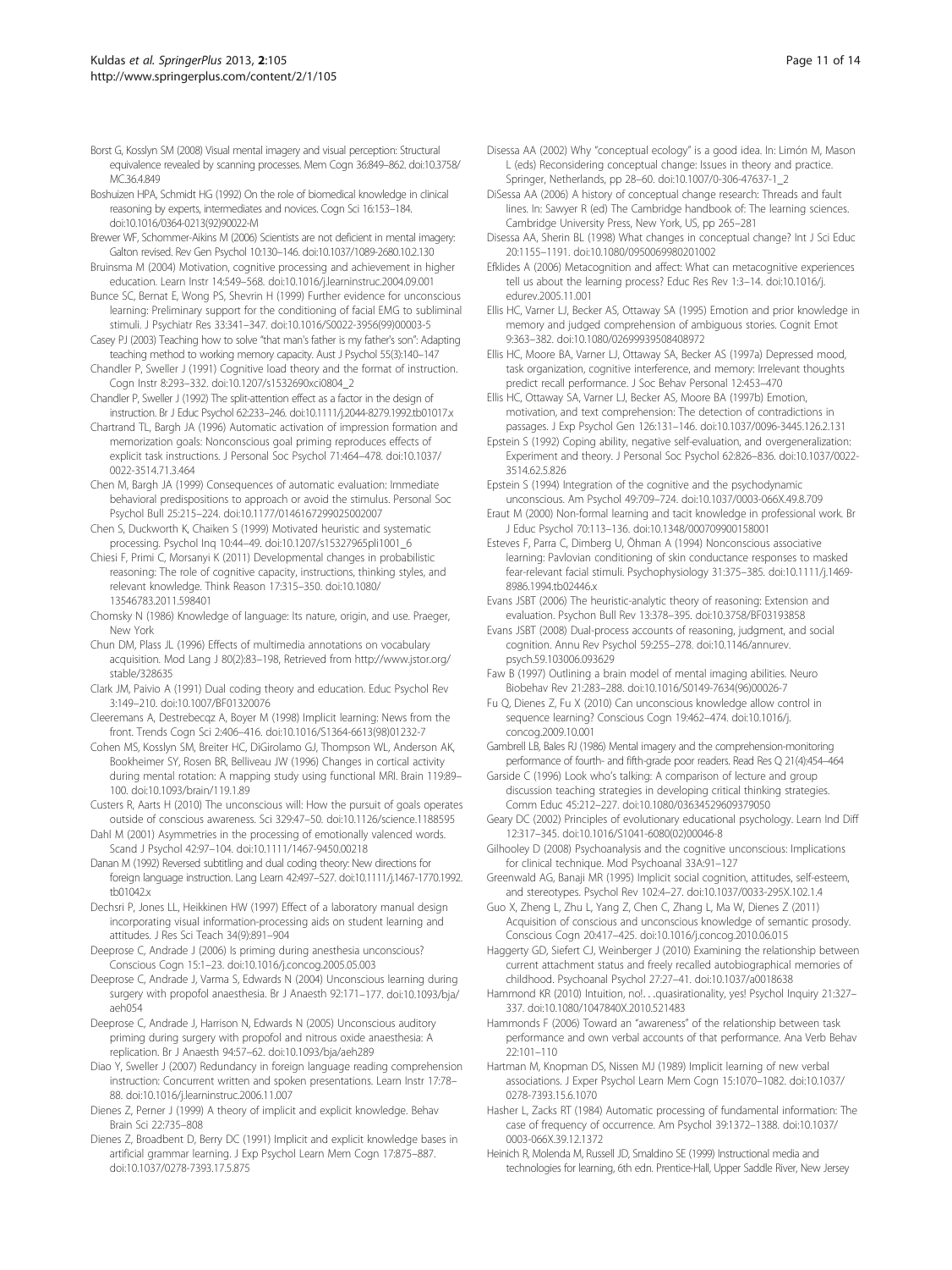Borst G, Kosslyn SM (2008) Visual mental imagery and visual perception: Structural equivalence revealed by scanning processes. Mem Cogn 36:849–862. doi:10.3758/MC.36.4.849

Boshuizen HPA, Schmidt HG (1992) On the role of biomedical knowledge in clinical reasoning by experts, intermediates and novices. Cogn Sci 16:153–184. doi:10.1016/0364-0213(92)90022-M

Brewer WF, Schommer-Aikins M (2006) Scientists are not deficient in mental imagery: Galton revised. Rev Gen Psychol 10:130–146. doi:10.1037/1089-2680.10.2.130

Bruinsma M (2004) Motivation, cognitive processing and achievement in higher education. Learn Instr 14:549–568. doi:10.1016/j.learninstruc.2004.09.001

Bunce SC, Bernat E, Wong PS, Shevrin H (1999) Further evidence for unconscious learning: Preliminary support for the conditioning of facial EMG to subliminal stimuli. J Psychiatr Res 33:341–347. doi:10.1016/S0022-3956(99)00003-5

Casey PJ (2003) Teaching how to solve "that man's father is my father's son": Adapting teaching method to working memory capacity. Aust J Psychol 55(3):140–147

Chandler P, Sweller J (1991) Cognitive load theory and the format of instruction. Cogn Instr 8:293–332. doi:10.1207/s1532690xci0804_2

Chandler P, Sweller J (1992) The split-attention effect as a factor in the design of instruction. Br J Educ Psychol 62:233–246. doi:10.1111/j.2044-8279.1992.tb01017.x

Chartrand TL, Bargh JA (1996) Automatic activation of impression formation and memorization goals: Nonconscious goal priming reproduces effects of explicit task instructions. J Personal Soc Psychol 71:464–478. doi:10.1037/0022-3514.71.3.464

Chen M, Bargh JA (1999) Consequences of automatic evaluation: Immediate behavioral predispositions to approach or avoid the stimulus. Personal Soc Psychol Bull 25:215–224. doi:10.1177/0146167299025002007

Chen S, Duckworth K, Chaiken S (1999) Motivated heuristic and systematic processing. Psychol Inq 10:44–49. doi:10.1207/s15327965pli1001_6

Chiesi F, Primi C, Morsanyi K (2011) Developmental changes in probabilistic reasoning: The role of cognitive capacity, instructions, thinking styles, and relevant knowledge. Think Reason 17:315–350. doi:10.1080/13546783.2011.598401

Chomsky N (1986) Knowledge of language: Its nature, origin, and use. Praeger, New York

Chun DM, Plass JL (1996) Effects of multimedia annotations on vocabulary acquisition. Mod Lang J 80(2):83–198, Retrieved from http://www.jstor.org/stable/328635

Clark JM, Paivio A (1991) Dual coding theory and education. Educ Psychol Rev 3:149–210. doi:10.1007/BF01320076

Cleeremans A, Destrebecqz A, Boyer M (1998) Implicit learning: News from the front. Trends Cogn Sci 2:406–416. doi:10.1016/S1364-6613(98)01232-7

Cohen MS, Kosslyn SM, Breiter HC, DiGirolamo GJ, Thompson WL, Anderson AK, Bookheimer SY, Rosen BR, Belliveau JW (1996) Changes in cortical activity during mental rotation: A mapping study using functional MRI. Brain 119:89–100. doi:10.1093/brain/119.1.89

Custers R, Aarts H (2010) The unconscious will: How the pursuit of goals operates outside of conscious awareness. Sci 329:47–50. doi:10.1126/science.1188595

Dahl M (2001) Asymmetries in the processing of emotionally valenced words. Scand J Psychol 42:97–104. doi:10.1111/1467-9450.00218

Danan M (1992) Reversed subtitling and dual coding theory: New directions for foreign language instruction. Lang Learn 42:497–527. doi:10.1111/j.1467-1770.1992.tb01042.x

Dechsri P, Jones LL, Heikkinen HW (1997) Effect of a laboratory manual design incorporating visual information-processing aids on student learning and attitudes. J Res Sci Teach 34(9):891–904

Deeprose C, Andrade J (2006) Is priming during anesthesia unconscious? Conscious Cogn 15:1–23. doi:10.1016/j.concog.2005.05.003

Deeprose C, Andrade J, Varma S, Edwards N (2004) Unconscious learning during surgery with propofol anaesthesia. Br J Anaesth 92:171–177. doi:10.1093/bja/aeh054

Deeprose C, Andrade J, Harrison N, Edwards N (2005) Unconscious auditory priming during surgery with propofol and nitrous oxide anaesthesia: A replication. Br J Anaesth 94:57–62. doi:10.1093/bja/aeh289

Diao Y, Sweller J (2007) Redundancy in foreign language reading comprehension instruction: Concurrent written and spoken presentations. Learn Instr 17:78–88. doi:10.1016/j.learninstruc.2006.11.007

Dienes Z, Perner J (1999) A theory of implicit and explicit knowledge. Behav Brain Sci 22:735–808

Dienes Z, Broadbent D, Berry DC (1991) Implicit and explicit knowledge bases in artificial grammar learning. J Exp Psychol Learn Mem Cogn 17:875–887. doi:10.1037/0278-7393.17.5.875

Disessa AA (2002) Why "conceptual ecology" is a good idea. In: Limón M, Mason L (eds) Reconsidering conceptual change: Issues in theory and practice. Springer, Netherlands, pp 28–60. doi:10.1007/0-306-47637-1_2

DiSessa AA (2006) A history of conceptual change research: Threads and fault lines. In: Sawyer R (ed) The Cambridge handbook of: The learning sciences. Cambridge University Press, New York, US, pp 265–281

Disessa AA, Sherin BL (1998) What changes in conceptual change? Int J Sci Educ 20:1155–1191. doi:10.1080/0950069980201002

Efklides A (2006) Metacognition and affect: What can metacognitive experiences tell us about the learning process? Educ Res Rev 1:3–14. doi:10.1016/j.edurev.2005.11.001

Ellis HC, Varner LJ, Becker AS, Ottaway SA (1995) Emotion and prior knowledge in memory and judged comprehension of ambiguous stories. Cognit Emot 9:363–382. doi:10.1080/02699939508408972

Ellis HC, Moore BA, Varner LJ, Ottaway SA, Becker AS (1997a) Depressed mood, task organization, cognitive interference, and memory: Irrelevant thoughts predict recall performance. J Soc Behav Personal 12:453–470

Ellis HC, Ottaway SA, Varner LJ, Becker AS, Moore BA (1997b) Emotion, motivation, and text comprehension: The detection of contradictions in passages. J Exp Psychol Gen 126:131–146. doi:10.1037/0096-3445.126.2.131

Epstein S (1992) Coping ability, negative self-evaluation, and overgeneralization: Experiment and theory. J Personal Soc Psychol 62:826–836. doi:10.1037/0022-3514.62.5.826

Epstein S (1994) Integration of the cognitive and the psychodynamic unconscious. Am Psychol 49:709–724. doi:10.1037/0003-066X.49.8.709

Eraut M (2000) Non-formal learning and tacit knowledge in professional work. Br J Educ Psychol 70:113–136. doi:10.1348/000709900158001

Esteves F, Parra C, Dimberg U, Öhman A (1994) Nonconscious associative learning: Pavlovian conditioning of skin conductance responses to masked fear-relevant facial stimuli. Psychophysiology 31:375–385. doi:10.1111/j.1469-8986.1994.tb02446.x

Evans JSBT (2006) The heuristic-analytic theory of reasoning: Extension and evaluation. Psychon Bull Rev 13:378–395. doi:10.3758/BF03193858

Evans JSBT (2008) Dual-process accounts of reasoning, judgment, and social cognition. Annu Rev Psychol 59:255–278. doi:10.1146/annurev.psych.59.103006.093629

Faw B (1997) Outlining a brain model of mental imaging abilities. Neuro Biobehav Rev 21:283–288. doi:10.1016/S0149-7634(96)00026-7

Fu Q, Dienes Z, Fu X (2010) Can unconscious knowledge allow control in sequence learning? Conscious Cogn 19:462–474. doi:10.1016/j.concog.2009.10.001

Gambrell LB, Bales RJ (1986) Mental imagery and the comprehension-monitoring performance of fourth- and fifth-grade poor readers. Read Res Q 21(4):454–464

Garside C (1996) Look who's talking: A comparison of lecture and group discussion teaching strategies in developing critical thinking strategies. Comm Educ 45:212–227. doi:10.1080/03634529609379050

Geary DC (2002) Principles of evolutionary educational psychology. Learn Ind Diff 12:317–345. doi:10.1016/S1041-6080(02)00046-8

Gilhooley D (2008) Psychoanalysis and the cognitive unconscious: Implications for clinical technique. Mod Psychoanal 33A:91–127

Greenwald AG, Banaji MR (1995) Implicit social cognition, attitudes, self-esteem, and stereotypes. Psychol Rev 102:4–27. doi:10.1037/0033-295X.102.1.4

Guo X, Zheng L, Zhu L, Yang Z, Chen C, Zhang L, Ma W, Dienes Z (2011) Acquisition of conscious and unconscious knowledge of semantic prosody. Conscious Cogn 20:417–425. doi:10.1016/j.concog.2010.06.015

Haggerty GD, Siefert CJ, Weinberger J (2010) Examining the relationship between current attachment status and freely recalled autobiographical memories of childhood. Psychoanal Psychol 27:27–41. doi:10.1037/a0018638

Hammond KR (2010) Intuition, no!. . .quasirationality, yes! Psychol Inquiry 21:327–337. doi:10.1080/1047840X.2010.521483

Hammonds F (2006) Toward an "awareness" of the relationship between task performance and own verbal accounts of that performance. Ana Verb Behav 22:101–110

Hartman M, Knopman DS, Nissen MJ (1989) Implicit learning of new verbal associations. J Exper Psychol Learn Mem Cogn 15:1070–1082. doi:10.1037/0278-7393.15.6.1070

Hasher L, Zacks RT (1984) Automatic processing of fundamental information: The case of frequency of occurrence. Am Psychol 39:1372–1388. doi:10.1037/0003-066X.39.12.1372

Heinich R, Molenda M, Russell JD, Smaldino SE (1999) Instructional media and technologies for learning, 6th edn. Prentice-Hall, Upper Saddle River, New Jersey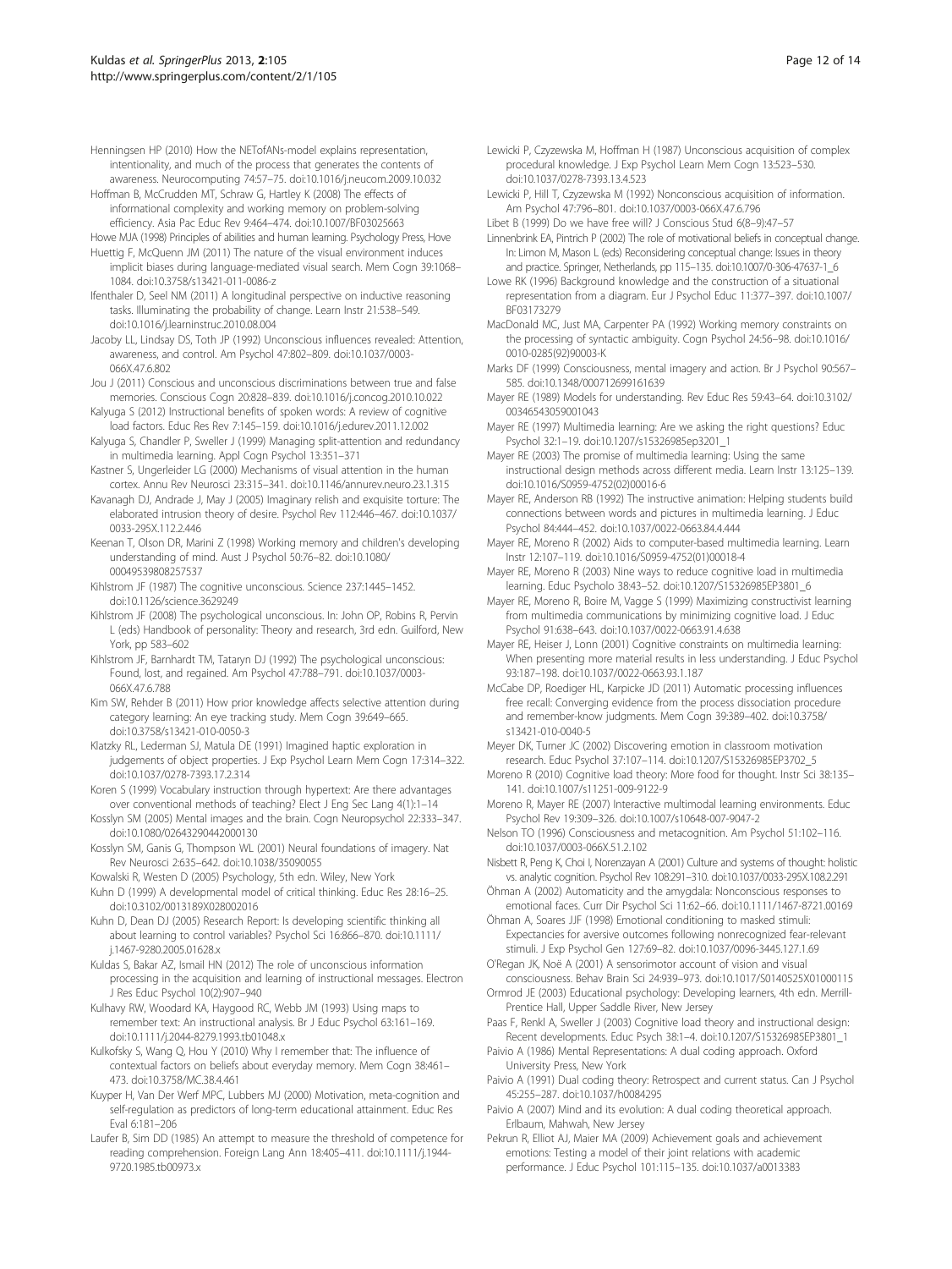Henningsen HP (2010) How the NETofANs-model explains representation, intentionality, and much of the process that generates the contents of awareness. Neurocomputing 74:57–75. doi:10.1016/j.neucom.2009.10.032

Hoffman B, McCrudden MT, Schraw G, Hartley K (2008) The effects of informational complexity and working memory on problem-solving efficiency. Asia Pac Educ Rev 9:464–474. doi:10.1007/BF03025663

Howe MJA (1998) Principles of abilities and human learning. Psychology Press, Hove

Huettig F, McQuenn JM (2011) The nature of the visual environment induces implicit biases during language-mediated visual search. Mem Cogn 39:1068–1084. doi:10.3758/s13421-011-0086-z

Ifenthaler D, Seel NM (2011) A longitudinal perspective on inductive reasoning tasks. Illuminating the probability of change. Learn Instr 21:538–549. doi:10.1016/j.learninstruc.2010.08.004

Jacoby LL, Lindsay DS, Toth JP (1992) Unconscious influences revealed: Attention, awareness, and control. Am Psychol 47:802–809. doi:10.1037/0003-066X.47.6.802

Jou J (2011) Conscious and unconscious discriminations between true and false memories. Conscious Cogn 20:828–839. doi:10.1016/j.concog.2010.10.022

Kalyuga S (2012) Instructional benefits of spoken words: A review of cognitive load factors. Educ Res Rev 7:145–159. doi:10.1016/j.edurev.2011.12.002

Kalyuga S, Chandler P, Sweller J (1999) Managing split-attention and redundancy in multimedia learning. Appl Cogn Psychol 13:351–371

Kastner S, Ungerleider LG (2000) Mechanisms of visual attention in the human cortex. Annu Rev Neurosci 23:315–341. doi:10.1146/annurev.neuro.23.1.315

Kavanagh DJ, Andrade J, May J (2005) Imaginary relish and exquisite torture: The elaborated intrusion theory of desire. Psychol Rev 112:446–467. doi:10.1037/0033-295X.112.2.446

Keenan T, Olson DR, Marini Z (1998) Working memory and children's developing understanding of mind. Aust J Psychol 50:76–82. doi:10.1080/00049539808257537

Kihlstrom JF (1987) The cognitive unconscious. Science 237:1445–1452. doi:10.1126/science.3629249

Kihlstrom JF (2008) The psychological unconscious. In: John OP, Robins R, Pervin L (eds) Handbook of personality: Theory and research, 3rd edn. Guilford, New York, pp 583–602

Kihlstrom JF, Barnhardt TM, Tataryn DJ (1992) The psychological unconscious: Found, lost, and regained. Am Psychol 47:788–791. doi:10.1037/0003-066X.47.6.788

Kim SW, Rehder B (2011) How prior knowledge affects selective attention during category learning: An eye tracking study. Mem Cogn 39:649–665. doi:10.3758/s13421-010-0050-3

Klatzky RL, Lederman SJ, Matula DE (1991) Imagined haptic exploration in judgements of object properties. J Exp Psychol Learn Mem Cogn 17:314–322. doi:10.1037/0278-7393.17.2.314

Koren S (1999) Vocabulary instruction through hypertext: Are there advantages over conventional methods of teaching? Elect J Eng Sec Lang 4(1):1–14

Kosslyn SM (2005) Mental images and the brain. Cogn Neuropsychol 22:333–347. doi:10.1080/02643290442000130

Kosslyn SM, Ganis G, Thompson WL (2001) Neural foundations of imagery. Nat Rev Neurosci 2:635–642. doi:10.1038/35090055

Kowalski R, Westen D (2005) Psychology, 5th edn. Wiley, New York

Kuhn D (1999) A developmental model of critical thinking. Educ Res 28:16–25. doi:10.3102/0013189X028002016

Kuhn D, Dean DJ (2005) Research Report: Is developing scientific thinking all about learning to control variables? Psychol Sci 16:866–870. doi:10.1111/j.1467-9280.2005.01628.x

Kuldas S, Bakar AZ, Ismail HN (2012) The role of unconscious information processing in the acquisition and learning of instructional messages. Electron J Res Educ Psychol 10(2):907–940

Kulhavy RW, Woodard KA, Haygood RC, Webb JM (1993) Using maps to remember text: An instructional analysis. Br J Educ Psychol 63:161–169. doi:10.1111/j.2044-8279.1993.tb01048.x

Kulkofsky S, Wang Q, Hou Y (2010) Why I remember that: The influence of contextual factors on beliefs about everyday memory. Mem Cogn 38:461–473. doi:10.3758/MC.38.4.461

Kuyper H, Van Der Werf MPC, Lubbers MJ (2000) Motivation, meta-cognition and self-regulation as predictors of long-term educational attainment. Educ Res Eval 6:181–206

Laufer B, Sim DD (1985) An attempt to measure the threshold of competence for reading comprehension. Foreign Lang Ann 18:405–411. doi:10.1111/j.1944-9720.1985.tb00973.x

Lewicki P, Czyzewska M, Hoffman H (1987) Unconscious acquisition of complex procedural knowledge. J Exp Psychol Learn Mem Cogn 13:523–530. doi:10.1037/0278-7393.13.4.523

Lewicki P, Hill T, Czyzewska M (1992) Nonconscious acquisition of information. Am Psychol 47:796–801. doi:10.1037/0003-066X.47.6.796

Libet B (1999) Do we have free will? J Conscious Stud 6(8–9):47–57

Linnenbrink EA, Pintrich P (2002) The role of motivational beliefs in conceptual change. In: Limon M, Mason L (eds) Reconsidering conceptual change: Issues in theory and practice. Springer, Netherlands, pp 115–135. doi:10.1007/0-306-47637-1_6

Lowe RK (1996) Background knowledge and the construction of a situational representation from a diagram. Eur J Psychol Educ 11:377–397. doi:10.1007/BF03173279

MacDonald MC, Just MA, Carpenter PA (1992) Working memory constraints on the processing of syntactic ambiguity. Cogn Psychol 24:56–98. doi:10.1016/0010-0285(92)90003-K

Marks DF (1999) Consciousness, mental imagery and action. Br J Psychol 90:567–585. doi:10.1348/000712699161639

Mayer RE (1989) Models for understanding. Rev Educ Res 59:43–64. doi:10.3102/00346543059001043

Mayer RE (1997) Multimedia learning: Are we asking the right questions? Educ Psychol 32:1–19. doi:10.1207/s15326985ep3201_1

Mayer RE (2003) The promise of multimedia learning: Using the same instructional design methods across different media. Learn Instr 13:125–139. doi:10.1016/S0959-4752(02)00016-6

Mayer RE, Anderson RB (1992) The instructive animation: Helping students build connections between words and pictures in multimedia learning. J Educ Psychol 84:444–452. doi:10.1037/0022-0663.84.4.444

Mayer RE, Moreno R (2002) Aids to computer-based multimedia learning. Learn Instr 12:107–119. doi:10.1016/S0959-4752(01)00018-4

Mayer RE, Moreno R (2003) Nine ways to reduce cognitive load in multimedia learning. Educ Psycholo 38:43–52. doi:10.1207/S15326985EP3801_6

Mayer RE, Moreno R, Boire M, Vagge S (1999) Maximizing constructivist learning from multimedia communications by minimizing cognitive load. J Educ Psychol 91:638–643. doi:10.1037/0022-0663.91.4.638

Mayer RE, Heiser J, Lonn (2001) Cognitive constraints on multimedia learning: When presenting more material results in less understanding. J Educ Psychol 93:187–198. doi:10.1037/0022-0663.93.1.187

McCabe DP, Roediger HL, Karpicke JD (2011) Automatic processing influences free recall: Converging evidence from the process dissociation procedure and remember-know judgments. Mem Cogn 39:389–402. doi:10.3758/s13421-010-0040-5

Meyer DK, Turner JC (2002) Discovering emotion in classroom motivation research. Educ Psychol 37:107–114. doi:10.1207/S15326985EP3702_5

Moreno R (2010) Cognitive load theory: More food for thought. Instr Sci 38:135–141. doi:10.1007/s11251-009-9122-9

Moreno R, Mayer RE (2007) Interactive multimodal learning environments. Educ Psychol Rev 19:309–326. doi:10.1007/s10648-007-9047-2

Nelson TO (1996) Consciousness and metacognition. Am Psychol 51:102–116. doi:10.1037/0003-066X.51.2.102

Nisbett R, Peng K, Choi I, Norenzayan A (2001) Culture and systems of thought: holistic vs. analytic cognition. Psychol Rev 108:291–310. doi:10.1037/0033-295X.108.2.291

Öhman A (2002) Automaticity and the amygdala: Nonconscious responses to emotional faces. Curr Dir Psychol Sci 11:62–66. doi:10.1111/1467-8721.00169

Öhman A, Soares JJF (1998) Emotional conditioning to masked stimuli: Expectancies for aversive outcomes following nonrecognized fear-relevant stimuli. J Exp Psychol Gen 127:69–82. doi:10.1037/0096-3445.127.1.69

O'Regan JK, Noë A (2001) A sensorimotor account of vision and visual consciousness. Behav Brain Sci 24:939–973. doi:10.1017/S0140525X01000115

Ormrod JE (2003) Educational psychology: Developing learners, 4th edn. Merrill-Prentice Hall, Upper Saddle River, New Jersey

Paas F, Renkl A, Sweller J (2003) Cognitive load theory and instructional design: Recent developments. Educ Psych 38:1–4. doi:10.1207/S15326985EP3801_1

Paivio A (1986) Mental Representations: A dual coding approach. Oxford University Press, New York

Paivio A (1991) Dual coding theory: Retrospect and current status. Can J Psychol 45:255–287. doi:10.1037/h0084295

Paivio A (2007) Mind and its evolution: A dual coding theoretical approach. Erlbaum, Mahwah, New Jersey

Pekrun R, Elliot AJ, Maier MA (2009) Achievement goals and achievement emotions: Testing a model of their joint relations with academic performance. J Educ Psychol 101:115–135. doi:10.1037/a0013383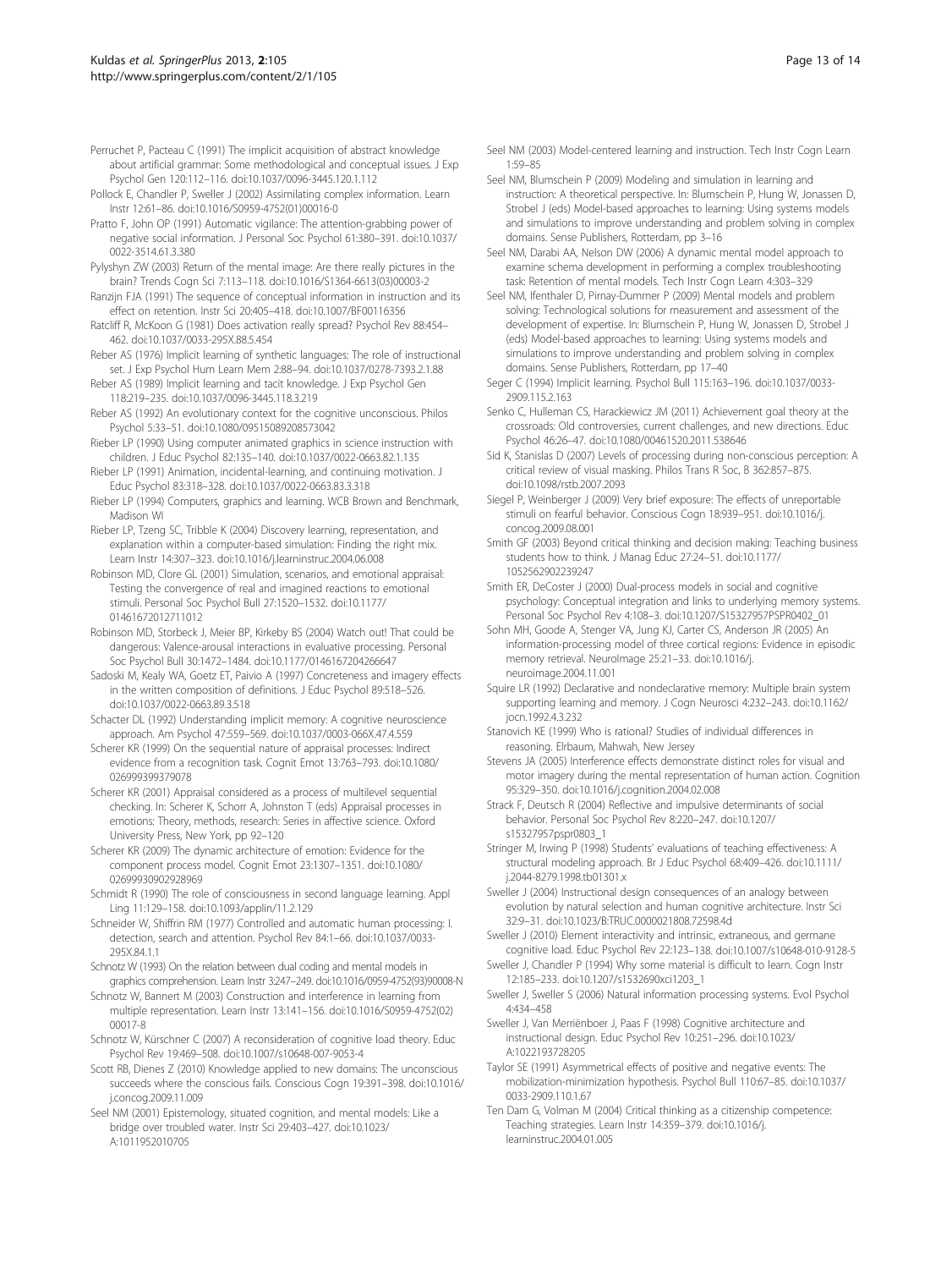Perruchet P, Pacteau C (1991) The implicit acquisition of abstract knowledge about artificial grammar: Some methodological and conceptual issues. J Exp Psychol Gen 120:112–116. doi:10.1037/0096-3445.120.1.112

Pollock E, Chandler P, Sweller J (2002) Assimilating complex information. Learn Instr 12:61–86. doi:10.1016/S0959-4752(01)00016-0

Pratto F, John OP (1991) Automatic vigilance: The attention-grabbing power of negative social information. J Personal Soc Psychol 61:380–391. doi:10.1037/0022-3514.61.3.380

Pylyshyn ZW (2003) Return of the mental image: Are there really pictures in the brain? Trends Cogn Sci 7:113–118. doi:10.1016/S1364-6613(03)00003-2

Ranzijn FJA (1991) The sequence of conceptual information in instruction and its effect on retention. Instr Sci 20:405–418. doi:10.1007/BF00116356

Ratcliff R, McKoon G (1981) Does activation really spread? Psychol Rev 88:454–462. doi:10.1037/0033-295X.88.5.454

Reber AS (1976) Implicit learning of synthetic languages: The role of instructional set. J Exp Psychol Hum Learn Mem 2:88–94. doi:10.1037/0278-7393.2.1.88

Reber AS (1989) Implicit learning and tacit knowledge. J Exp Psychol Gen 118:219–235. doi:10.1037/0096-3445.118.3.219

Reber AS (1992) An evolutionary context for the cognitive unconscious. Philos Psychol 5:33–51. doi:10.1080/09515089208573042

Rieber LP (1990) Using computer animated graphics in science instruction with children. J Educ Psychol 82:135–140. doi:10.1037/0022-0663.82.1.135

Rieber LP (1991) Animation, incidental-learning, and continuing motivation. J Educ Psychol 83:318–328. doi:10.1037/0022-0663.83.3.318

Rieber LP (1994) Computers, graphics and learning. WCB Brown and Benchmark, Madison WI

Rieber LP, Tzeng SC, Tribble K (2004) Discovery learning, representation, and explanation within a computer-based simulation: Finding the right mix. Learn Instr 14:307–323. doi:10.1016/j.learninstruc.2004.06.008

Robinson MD, Clore GL (2001) Simulation, scenarios, and emotional appraisal: Testing the convergence of real and imagined reactions to emotional stimuli. Personal Soc Psychol Bull 27:1520–1532. doi:10.1177/01461672012711012

Robinson MD, Storbeck J, Meier BP, Kirkeby BS (2004) Watch out! That could be dangerous: Valence-arousal interactions in evaluative processing. Personal Soc Psychol Bull 30:1472–1484. doi:10.1177/0146167204266647

Sadoski M, Kealy WA, Goetz ET, Paivio A (1997) Concreteness and imagery effects in the written composition of definitions. J Educ Psychol 89:518–526. doi:10.1037/0022-0663.89.3.518

Schacter DL (1992) Understanding implicit memory: A cognitive neuroscience approach. Am Psychol 47:559–569. doi:10.1037/0003-066X.47.4.559

Scherer KR (1999) On the sequential nature of appraisal processes: Indirect evidence from a recognition task. Cognit Emot 13:763–793. doi:10.1080/026999399379078

Scherer KR (2001) Appraisal considered as a process of multilevel sequential checking. In: Scherer K, Schorr A, Johnston T (eds) Appraisal processes in emotions: Theory, methods, research: Series in affective science. Oxford University Press, New York, pp 92–120

Scherer KR (2009) The dynamic architecture of emotion: Evidence for the component process model. Cognit Emot 23:1307–1351. doi:10.1080/02699930902928969

Schmidt R (1990) The role of consciousness in second language learning. Appl Ling 11:129–158. doi:10.1093/applin/11.2.129

Schneider W, Shiffrin RM (1977) Controlled and automatic human processing: I. detection, search and attention. Psychol Rev 84:1–66. doi:10.1037/0033-295X.84.1.1

Schnotz W (1993) On the relation between dual coding and mental models in graphics comprehension. Learn Instr 3:247–249. doi:10.1016/0959-4752(93)90008-N

Schnotz W, Bannert M (2003) Construction and interference in learning from multiple representation. Learn Instr 13:141–156. doi:10.1016/S0959-4752(02)00017-8

Schnotz W, Kürschner C (2007) A reconsideration of cognitive load theory. Educ Psychol Rev 19:469–508. doi:10.1007/s10648-007-9053-4

Scott RB, Dienes Z (2010) Knowledge applied to new domains: The unconscious succeeds where the conscious fails. Conscious Cogn 19:391–398. doi:10.1016/j.concog.2009.11.009

Seel NM (2001) Epistemology, situated cognition, and mental models: Like a bridge over troubled water. Instr Sci 29:403–427. doi:10.1023/A:1011952010705

Seel NM (2003) Model-centered learning and instruction. Tech Instr Cogn Learn 1:59–85

Seel NM, Blumschein P (2009) Modeling and simulation in learning and instruction: A theoretical perspective. In: Blumschein P, Hung W, Jonassen D, Strobel J (eds) Model-based approaches to learning: Using systems models and simulations to improve understanding and problem solving in complex domains. Sense Publishers, Rotterdam, pp 3–16

Seel NM, Darabi AA, Nelson DW (2006) A dynamic mental model approach to examine schema development in performing a complex troubleshooting task: Retention of mental models. Tech Instr Cogn Learn 4:303–329

Seel NM, Ifenthaler D, Pirnay-Dummer P (2009) Mental models and problem solving: Technological solutions for measurement and assessment of the development of expertise. In: Blumschein P, Hung W, Jonassen D, Strobel J (eds) Model-based approaches to learning: Using systems models and simulations to improve understanding and problem solving in complex domains. Sense Publishers, Rotterdam, pp 17–40

Seger C (1994) Implicit learning. Psychol Bull 115:163–196. doi:10.1037/0033-2909.115.2.163

Senko C, Hulleman CS, Harackiewicz JM (2011) Achievement goal theory at the crossroads: Old controversies, current challenges, and new directions. Educ Psychol 46:26–47. doi:10.1080/00461520.2011.538646

Sid K, Stanislas D (2007) Levels of processing during non-conscious perception: A critical review of visual masking. Philos Trans R Soc, B 362:857–875. doi:10.1098/rstb.2007.2093

Siegel P, Weinberger J (2009) Very brief exposure: The effects of unreportable stimuli on fearful behavior. Conscious Cogn 18:939–951. doi:10.1016/j.concog.2009.08.001

Smith GF (2003) Beyond critical thinking and decision making: Teaching business students how to think. J Manag Educ 27:24–51. doi:10.1177/1052562902239247

Smith ER, DeCoster J (2000) Dual-process models in social and cognitive psychology: Conceptual integration and links to underlying memory systems. Personal Soc Psychol Rev 4:108–3. doi:10.1207/S15327957PSPR0402_01

Sohn MH, Goode A, Stenger VA, Jung KJ, Carter CS, Anderson JR (2005) An information-processing model of three cortical regions: Evidence in episodic memory retrieval. NeuroImage 25:21–33. doi:10.1016/j.neuroimage.2004.11.001

Squire LR (1992) Declarative and nondeclarative memory: Multiple brain system supporting learning and memory. J Cogn Neurosci 4:232–243. doi:10.1162/jocn.1992.4.3.232

Stanovich KE (1999) Who is rational? Studies of individual differences in reasoning. Elrbaum, Mahwah, New Jersey

Stevens JA (2005) Interference effects demonstrate distinct roles for visual and motor imagery during the mental representation of human action. Cognition 95:329–350. doi:10.1016/j.cognition.2004.02.008

Strack F, Deutsch R (2004) Reflective and impulsive determinants of social behavior. Personal Soc Psychol Rev 8:220–247. doi:10.1207/s15327957pspr0803_1

Stringer M, Irwing P (1998) Students' evaluations of teaching effectiveness: A structural modeling approach. Br J Educ Psychol 68:409–426. doi:10.1111/j.2044-8279.1998.tb01301.x

Sweller J (2004) Instructional design consequences of an analogy between evolution by natural selection and human cognitive architecture. Instr Sci 32:9–31. doi:10.1023/B:TRUC.0000021808.72598.4d

Sweller J (2010) Element interactivity and intrinsic, extraneous, and germane cognitive load. Educ Psychol Rev 22:123–138. doi:10.1007/s10648-010-9128-5

Sweller J, Chandler P (1994) Why some material is difficult to learn. Cogn Instr 12:185–233. doi:10.1207/s1532690xci1203_1

Sweller J, Sweller S (2006) Natural information processing systems. Evol Psychol 4:434–458

Sweller J, Van Merriënboer J, Paas F (1998) Cognitive architecture and instructional design. Educ Psychol Rev 10:251–296. doi:10.1023/A:1022193728205

Taylor SE (1991) Asymmetrical effects of positive and negative events: The mobilization-minimization hypothesis. Psychol Bull 110:67–85. doi:10.1037/0033-2909.110.1.67

Ten Dam G, Volman M (2004) Critical thinking as a citizenship competence: Teaching strategies. Learn Instr 14:359–379. doi:10.1016/j.learninstruc.2004.01.005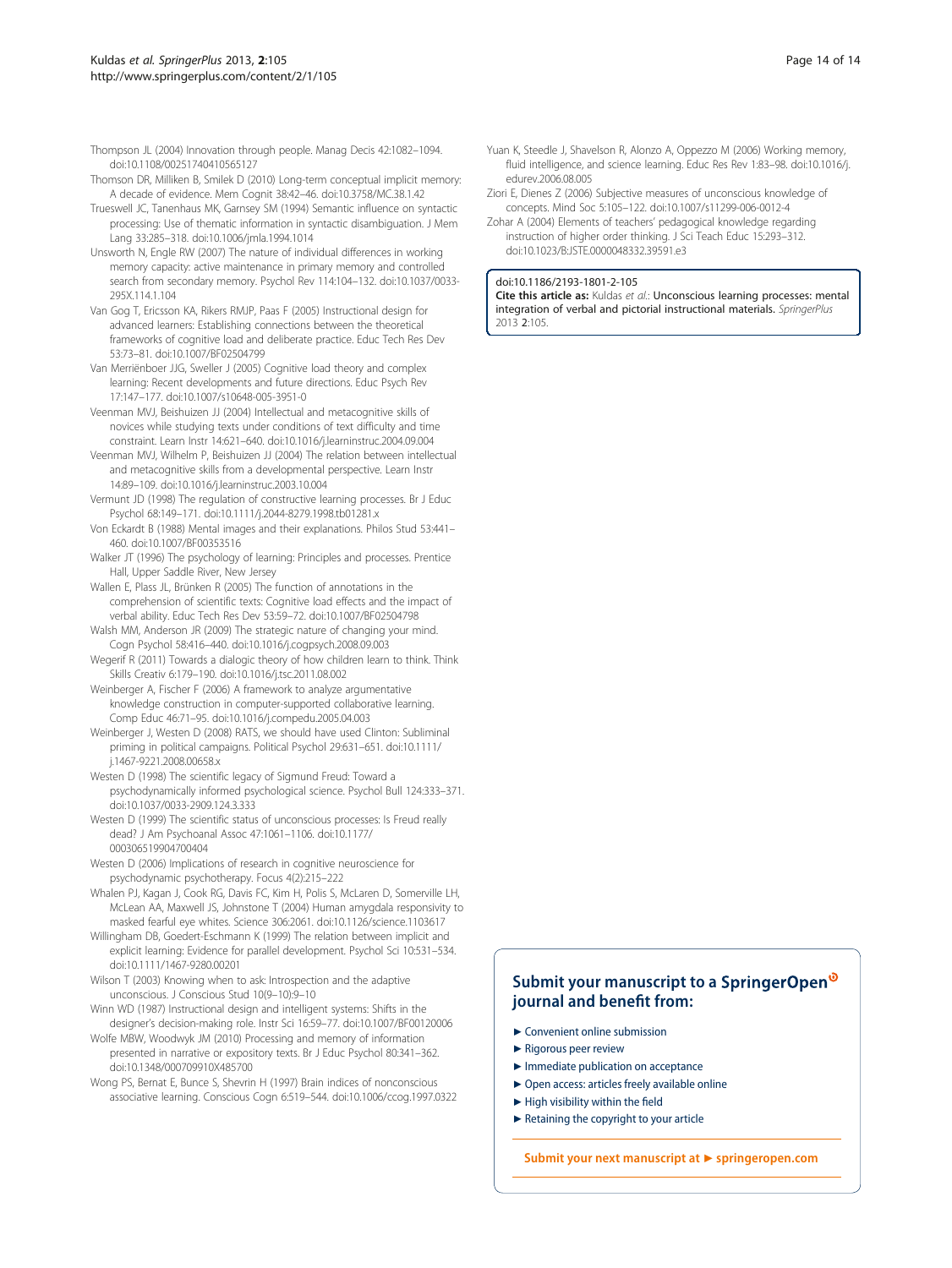Thompson JL (2004) Innovation through people. Manag Decis 42:1082–1094. doi:10.1108/00251740410565127

Thomson DR, Milliken B, Smilek D (2010) Long-term conceptual implicit memory: A decade of evidence. Mem Cognit 38:42–46. doi:10.3758/MC.38.1.42

Trueswell JC, Tanenhaus MK, Garnsey SM (1994) Semantic influence on syntactic processing: Use of thematic information in syntactic disambiguation. J Mem Lang 33:285–318. doi:10.1006/jmla.1994.1014

Unsworth N, Engle RW (2007) The nature of individual differences in working memory capacity: active maintenance in primary memory and controlled search from secondary memory. Psychol Rev 114:104–132. doi:10.1037/0033-295X.114.1.104

Van Gog T, Ericsson KA, Rikers RMJP, Paas F (2005) Instructional design for advanced learners: Establishing connections between the theoretical frameworks of cognitive load and deliberate practice. Educ Tech Res Dev 53:73–81. doi:10.1007/BF02504799

Van Merriënboer JJG, Sweller J (2005) Cognitive load theory and complex learning: Recent developments and future directions. Educ Psych Rev 17:147–177. doi:10.1007/s10648-005-3951-0

Veenman MVJ, Beishuizen JJ (2004) Intellectual and metacognitive skills of novices while studying texts under conditions of text difficulty and time constraint. Learn Instr 14:621–640. doi:10.1016/j.learninstruc.2004.09.004

Veenman MVJ, Wilhelm P, Beishuizen JJ (2004) The relation between intellectual and metacognitive skills from a developmental perspective. Learn Instr 14:89–109. doi:10.1016/j.learninstruc.2003.10.004

Vermunt JD (1998) The regulation of constructive learning processes. Br J Educ Psychol 68:149–171. doi:10.1111/j.2044-8279.1998.tb01281.x

Von Eckardt B (1988) Mental images and their explanations. Philos Stud 53:441–460. doi:10.1007/BF00353516

Walker JT (1996) The psychology of learning: Principles and processes. Prentice Hall, Upper Saddle River, New Jersey

Wallen E, Plass JL, Brünken R (2005) The function of annotations in the comprehension of scientific texts: Cognitive load effects and the impact of verbal ability. Educ Tech Res Dev 53:59–72. doi:10.1007/BF02504798

Walsh MM, Anderson JR (2009) The strategic nature of changing your mind. Cogn Psychol 58:416–440. doi:10.1016/j.cogpsych.2008.09.003

Wegerif R (2011) Towards a dialogic theory of how children learn to think. Think Skills Creativ 6:179–190. doi:10.1016/j.tsc.2011.08.002

Weinberger A, Fischer F (2006) A framework to analyze argumentative knowledge construction in computer-supported collaborative learning. Comp Educ 46:71–95. doi:10.1016/j.compedu.2005.04.003

Weinberger J, Westen D (2008) RATS, we should have used Clinton: Subliminal priming in political campaigns. Political Psychol 29:631–651. doi:10.1111/j.1467-9221.2008.00658.x

Westen D (1998) The scientific legacy of Sigmund Freud: Toward a psychodynamically informed psychological science. Psychol Bull 124:333–371. doi:10.1037/0033-2909.124.3.333

Westen D (1999) The scientific status of unconscious processes: Is Freud really dead? J Am Psychoanal Assoc 47:1061–1106. doi:10.1177/000306519904700404

Westen D (2006) Implications of research in cognitive neuroscience for psychodynamic psychotherapy. Focus 4(2):215–222

Whalen PJ, Kagan J, Cook RG, Davis FC, Kim H, Polis S, McLaren D, Somerville LH, McLean AA, Maxwell JS, Johnstone T (2004) Human amygdala responsivity to masked fearful eye whites. Science 306:2061. doi:10.1126/science.1103617

Willingham DB, Goedert-Eschmann K (1999) The relation between implicit and explicit learning: Evidence for parallel development. Psychol Sci 10:531–534. doi:10.1111/1467-9280.00201

Wilson T (2003) Knowing when to ask: Introspection and the adaptive unconscious. J Conscious Stud 10(9–10):9–10

Winn WD (1987) Instructional design and intelligent systems: Shifts in the designer's decision-making role. Instr Sci 16:59–77. doi:10.1007/BF00120006

Wolfe MBW, Woodwyk JM (2010) Processing and memory of information presented in narrative or expository texts. Br J Educ Psychol 80:341–362. doi:10.1348/000709910X485700

Wong PS, Bernat E, Bunce S, Shevrin H (1997) Brain indices of nonconscious associative learning. Conscious Cogn 6:519–544. doi:10.1006/ccog.1997.0322

Yuan K, Steedle J, Shavelson R, Alonzo A, Oppezzo M (2006) Working memory, fluid intelligence, and science learning. Educ Res Rev 1:83–98. doi:10.1016/j.edurev.2006.08.005

Ziori E, Dienes Z (2006) Subjective measures of unconscious knowledge of concepts. Mind Soc 5:105–122. doi:10.1007/s11299-006-0012-4

Zohar A (2004) Elements of teachers' pedagogical knowledge regarding instruction of higher order thinking. J Sci Teach Educ 15:293–312. doi:10.1023/B:JSTE.0000048332.39591.e3

doi:10.1186/2193-1801-2-105

**Cite this article as:** Kuldas *et al.*: Unconscious learning processes: mental integration of verbal and pictorial instructional materials. *SpringerPlus* 2013 **2**:105.

**Submit your manuscript to a SpringerOpen journal and benefit from:**

- ► Convenient online submission
- ► Rigorous peer review
- ► Immediate publication on acceptance
- ► Open access: articles freely available online
- ► High visibility within the field
- ► Retaining the copyright to your article

**Submit your next manuscript at ► springeropen.com**